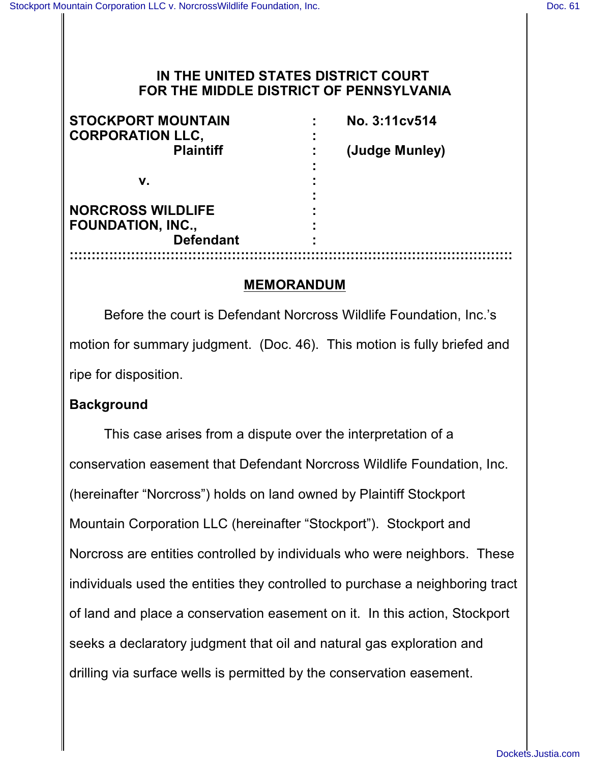# IN THE UNITED STATES DISTRICT COURT FOR THE MIDDLE DISTRICT OF PENNSYLVANIA

| | | |
|---|---|---|
| **STOCKPORT MOUNTAIN CORPORATION LLC,** | : | **No. 3:11cv514** |
| **Plaintiff** | : | **(Judge Munley)** |
| | : | |
| **v.** | : | |
| | : | |
| **NORCROSS WILDLIFE FOUNDATION, INC.,** | : | |
| **Defendant** | : | |

::::::::::::::::::::::::::::::::::::::::::::::::::::::::::::::::::::::::::::::::::::::::::::::::::

## MEMORANDUM

Before the court is Defendant Norcross Wildlife Foundation, Inc.'s motion for summary judgment. (Doc. 46). This motion is fully briefed and ripe for disposition.

### Background

This case arises from a dispute over the interpretation of a conservation easement that Defendant Norcross Wildlife Foundation, Inc. (hereinafter "Norcross") holds on land owned by Plaintiff Stockport Mountain Corporation LLC (hereinafter "Stockport"). Stockport and Norcross are entities controlled by individuals who were neighbors. These individuals used the entities they controlled to purchase a neighboring tract of land and place a conservation easement on it. In this action, Stockport seeks a declaratory judgment that oil and natural gas exploration and drilling via surface wells is permitted by the conservation easement.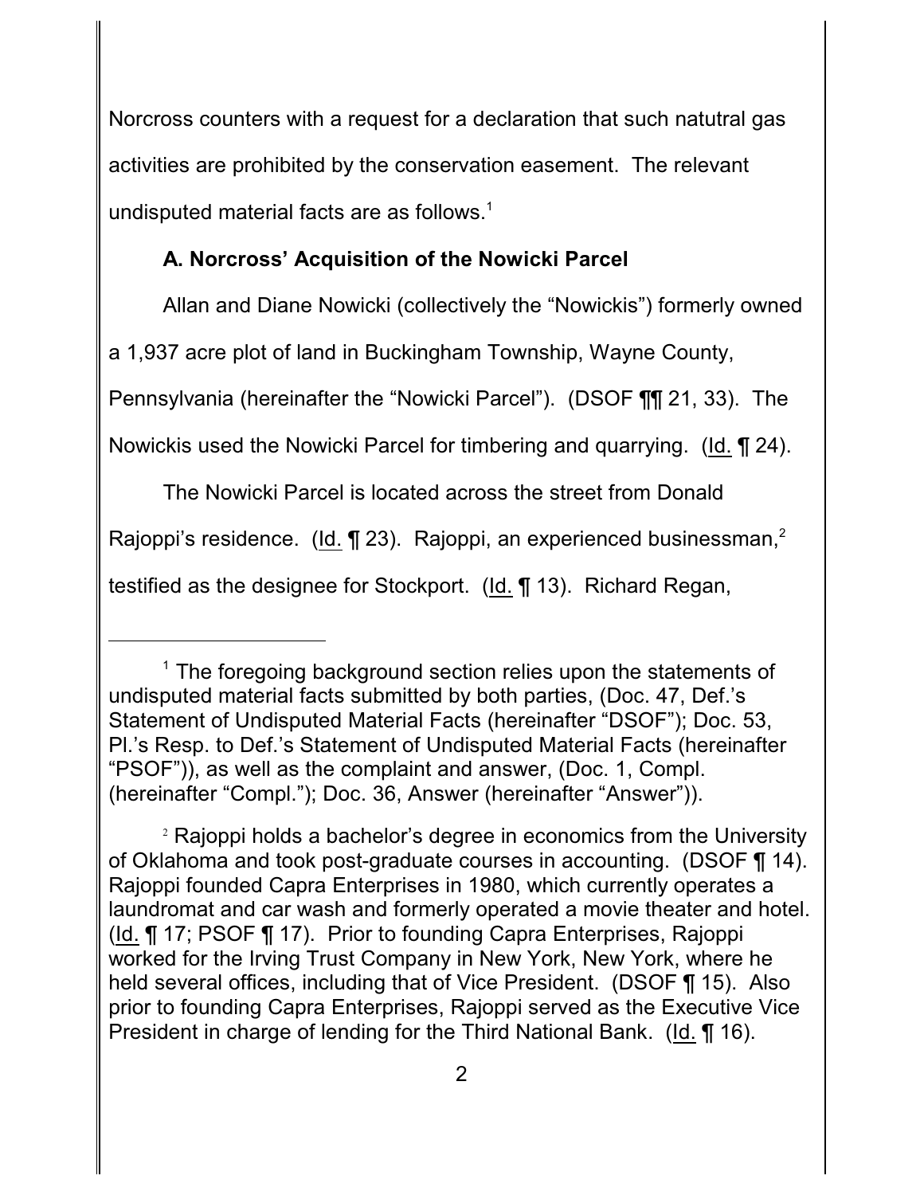Norcross counters with a request for a declaration that such natutral gas activities are prohibited by the conservation easement. The relevant undisputed material facts are as follows.[1]

### A. Norcross' Acquisition of the Nowicki Parcel

Allan and Diane Nowicki (collectively the "Nowickis") formerly owned a 1,937 acre plot of land in Buckingham Township, Wayne County, Pennsylvania (hereinafter the "Nowicki Parcel"). (DSOF ¶¶ 21, 33). The Nowickis used the Nowicki Parcel for timbering and quarrying. (Id. ¶ 24).

The Nowicki Parcel is located across the street from Donald Rajoppi's residence. (Id. ¶ 23). Rajoppi, an experienced businessman,[2] testified as the designee for Stockport. (Id. ¶ 13). Richard Regan,

---

[1] The foregoing background section relies upon the statements of undisputed material facts submitted by both parties, (Doc. 47, Def.'s Statement of Undisputed Material Facts (hereinafter "DSOF"); Doc. 53, Pl.'s Resp. to Def.'s Statement of Undisputed Material Facts (hereinafter "PSOF")), as well as the complaint and answer, (Doc. 1, Compl. (hereinafter "Compl."); Doc. 36, Answer (hereinafter "Answer")).

[2] Rajoppi holds a bachelor's degree in economics from the University of Oklahoma and took post-graduate courses in accounting. (DSOF ¶ 14). Rajoppi founded Capra Enterprises in 1980, which currently operates a laundromat and car wash and formerly operated a movie theater and hotel. (Id. ¶ 17; PSOF ¶ 17). Prior to founding Capra Enterprises, Rajoppi worked for the Irving Trust Company in New York, New York, where he held several offices, including that of Vice President. (DSOF ¶ 15). Also prior to founding Capra Enterprises, Rajoppi served as the Executive Vice President in charge of lending for the Third National Bank. (Id. ¶ 16).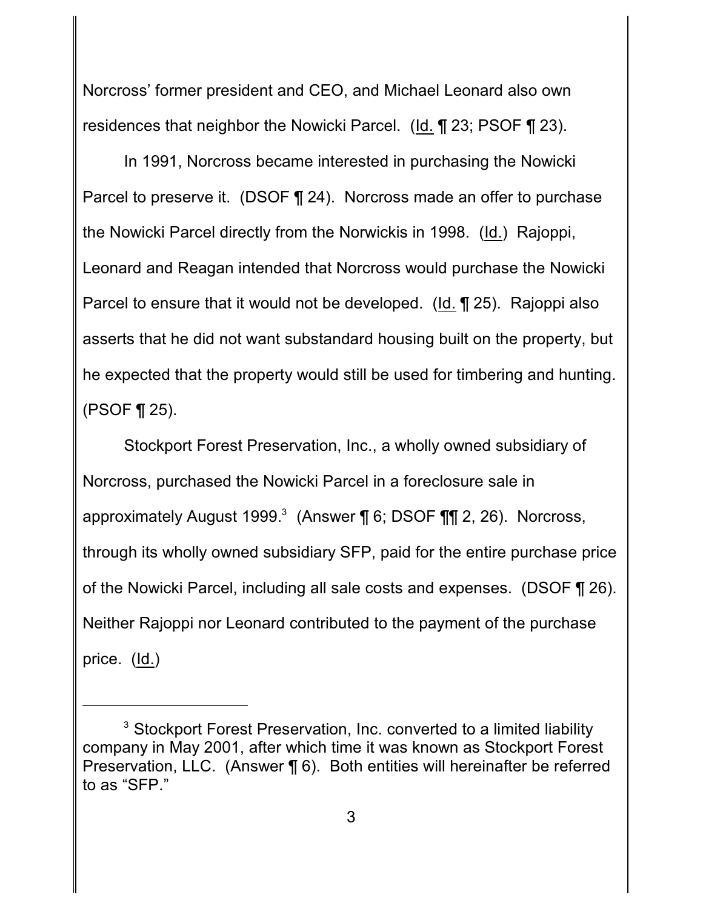Norcross' former president and CEO, and Michael Leonard also own residences that neighbor the Nowicki Parcel. (Id. ¶ 23; PSOF ¶ 23).

In 1991, Norcross became interested in purchasing the Nowicki Parcel to preserve it. (DSOF ¶ 24). Norcross made an offer to purchase the Nowicki Parcel directly from the Norwickis in 1998. (Id.) Rajoppi, Leonard and Reagan intended that Norcross would purchase the Nowicki Parcel to ensure that it would not be developed. (Id. ¶ 25). Rajoppi also asserts that he did not want substandard housing built on the property, but he expected that the property would still be used for timbering and hunting. (PSOF ¶ 25).

Stockport Forest Preservation, Inc., a wholly owned subsidiary of Norcross, purchased the Nowicki Parcel in a foreclosure sale in approximately August 1999.[3] (Answer ¶ 6; DSOF ¶¶ 2, 26). Norcross, through its wholly owned subsidiary SFP, paid for the entire purchase price of the Nowicki Parcel, including all sale costs and expenses. (DSOF ¶ 26). Neither Rajoppi nor Leonard contributed to the payment of the purchase price. (Id.)

---

[3] Stockport Forest Preservation, Inc. converted to a limited liability company in May 2001, after which time it was known as Stockport Forest Preservation, LLC. (Answer ¶ 6). Both entities will hereinafter be referred to as "SFP."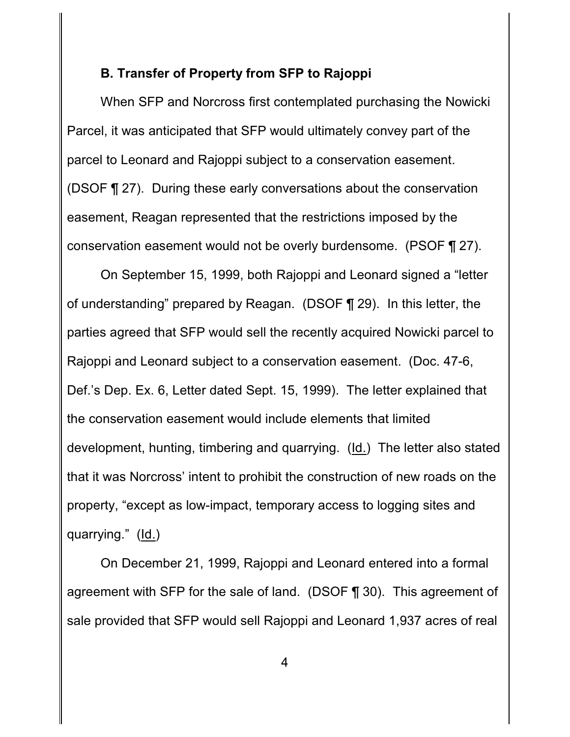### B. Transfer of Property from SFP to Rajoppi

When SFP and Norcross first contemplated purchasing the Nowicki Parcel, it was anticipated that SFP would ultimately convey part of the parcel to Leonard and Rajoppi subject to a conservation easement. (DSOF ¶ 27). During these early conversations about the conservation easement, Reagan represented that the restrictions imposed by the conservation easement would not be overly burdensome. (PSOF ¶ 27).

On September 15, 1999, both Rajoppi and Leonard signed a "letter of understanding" prepared by Reagan. (DSOF ¶ 29). In this letter, the parties agreed that SFP would sell the recently acquired Nowicki parcel to Rajoppi and Leonard subject to a conservation easement. (Doc. 47-6, Def.'s Dep. Ex. 6, Letter dated Sept. 15, 1999). The letter explained that the conservation easement would include elements that limited development, hunting, timbering and quarrying. (Id.) The letter also stated that it was Norcross' intent to prohibit the construction of new roads on the property, "except as low-impact, temporary access to logging sites and quarrying." (Id.)

On December 21, 1999, Rajoppi and Leonard entered into a formal agreement with SFP for the sale of land. (DSOF ¶ 30). This agreement of sale provided that SFP would sell Rajoppi and Leonard 1,937 acres of real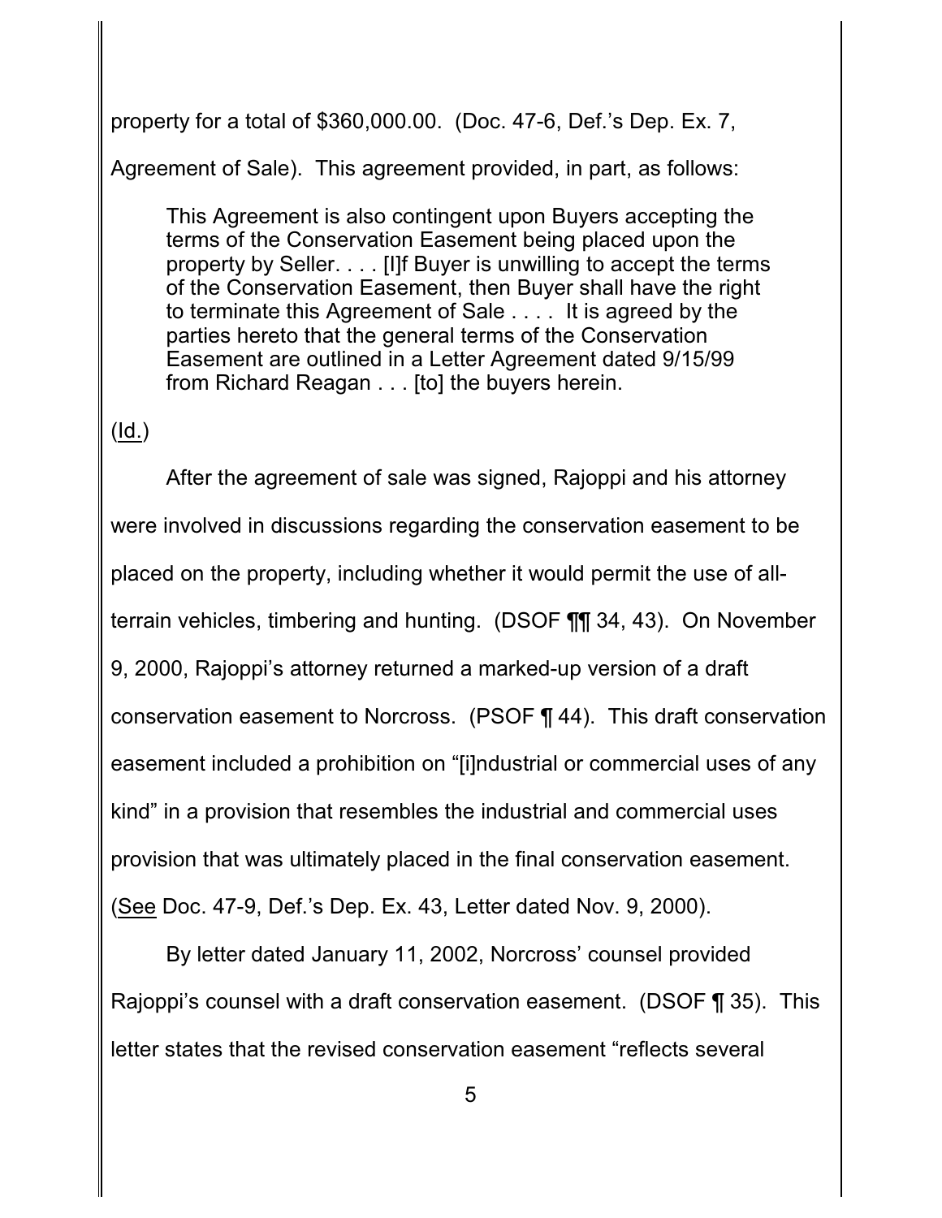property for a total of $360,000.00. (Doc. 47-6, Def.'s Dep. Ex. 7, Agreement of Sale). This agreement provided, in part, as follows:

> This Agreement is also contingent upon Buyers accepting the terms of the Conservation Easement being placed upon the property by Seller. . . . [I]f Buyer is unwilling to accept the terms of the Conservation Easement, then Buyer shall have the right to terminate this Agreement of Sale . . . . It is agreed by the parties hereto that the general terms of the Conservation Easement are outlined in a Letter Agreement dated 9/15/99 from Richard Reagan . . . [to] the buyers herein.

(Id.)

After the agreement of sale was signed, Rajoppi and his attorney were involved in discussions regarding the conservation easement to be placed on the property, including whether it would permit the use of all-terrain vehicles, timbering and hunting. (DSOF ¶¶ 34, 43). On November 9, 2000, Rajoppi's attorney returned a marked-up version of a draft conservation easement to Norcross. (PSOF ¶ 44). This draft conservation easement included a prohibition on "[i]ndustrial or commercial uses of any kind" in a provision that resembles the industrial and commercial uses provision that was ultimately placed in the final conservation easement. (See Doc. 47-9, Def.'s Dep. Ex. 43, Letter dated Nov. 9, 2000).

By letter dated January 11, 2002, Norcross' counsel provided Rajoppi's counsel with a draft conservation easement. (DSOF ¶ 35). This letter states that the revised conservation easement "reflects several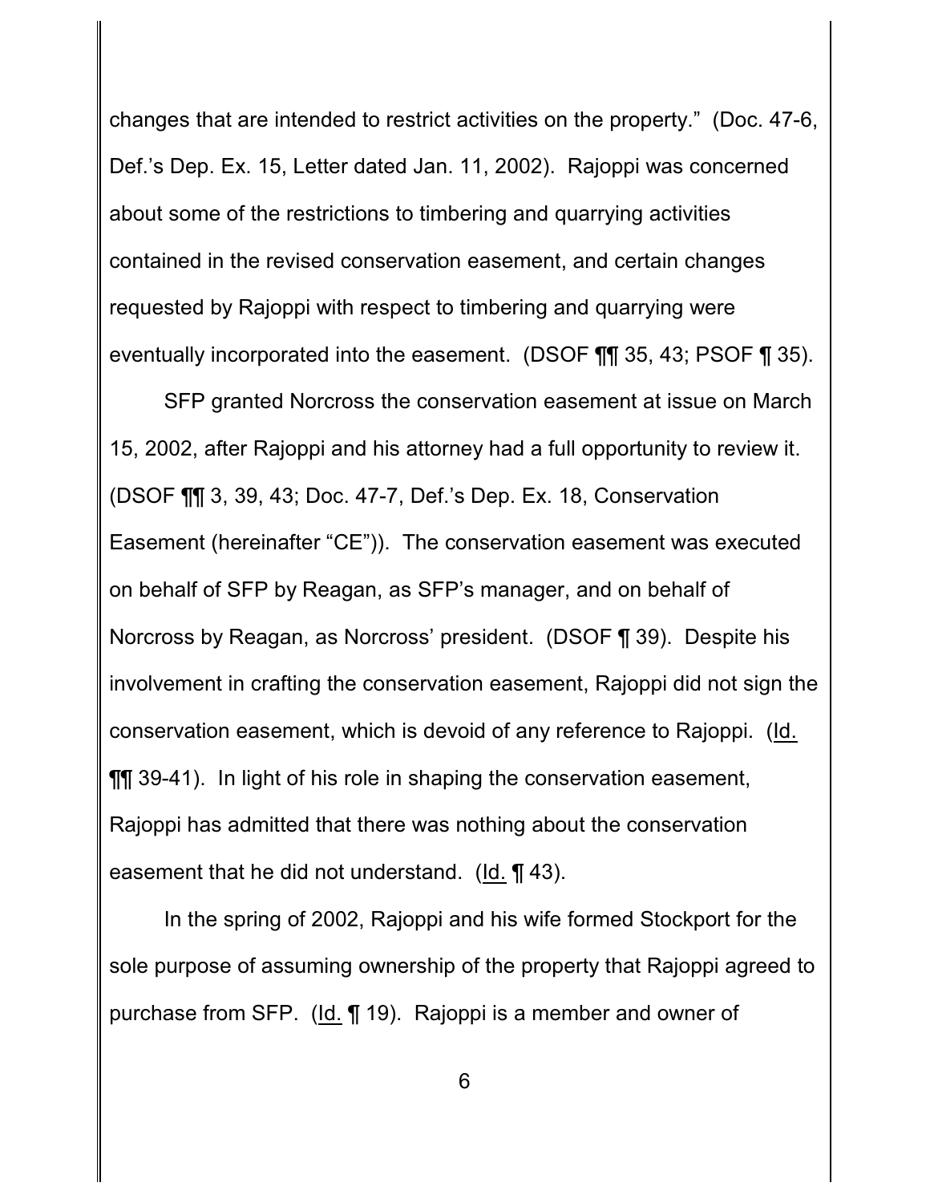changes that are intended to restrict activities on the property." (Doc. 47-6, Def.'s Dep. Ex. 15, Letter dated Jan. 11, 2002). Rajoppi was concerned about some of the restrictions to timbering and quarrying activities contained in the revised conservation easement, and certain changes requested by Rajoppi with respect to timbering and quarrying were eventually incorporated into the easement. (DSOF ¶¶ 35, 43; PSOF ¶ 35).

SFP granted Norcross the conservation easement at issue on March 15, 2002, after Rajoppi and his attorney had a full opportunity to review it. (DSOF ¶¶ 3, 39, 43; Doc. 47-7, Def.'s Dep. Ex. 18, Conservation Easement (hereinafter "CE")). The conservation easement was executed on behalf of SFP by Reagan, as SFP's manager, and on behalf of Norcross by Reagan, as Norcross' president. (DSOF ¶ 39). Despite his involvement in crafting the conservation easement, Rajoppi did not sign the conservation easement, which is devoid of any reference to Rajoppi. (Id. ¶¶ 39-41). In light of his role in shaping the conservation easement, Rajoppi has admitted that there was nothing about the conservation easement that he did not understand. (Id. ¶ 43).

In the spring of 2002, Rajoppi and his wife formed Stockport for the sole purpose of assuming ownership of the property that Rajoppi agreed to purchase from SFP. (Id. ¶ 19). Rajoppi is a member and owner of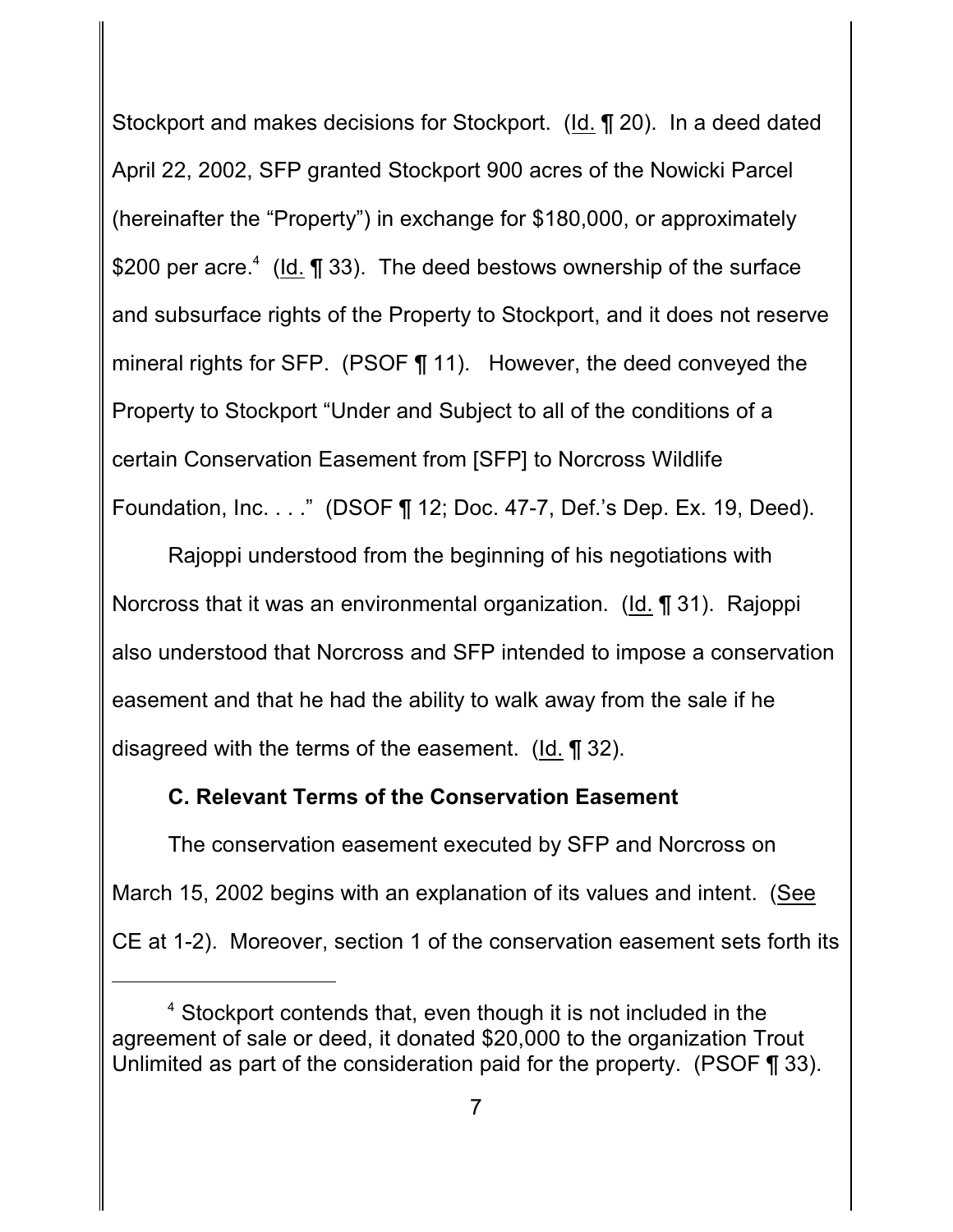Stockport and makes decisions for Stockport. (Id. ¶ 20). In a deed dated April 22, 2002, SFP granted Stockport 900 acres of the Nowicki Parcel (hereinafter the "Property") in exchange for $180,000, or approximately $200 per acre.[4] (Id. ¶ 33). The deed bestows ownership of the surface and subsurface rights of the Property to Stockport, and it does not reserve mineral rights for SFP. (PSOF ¶ 11). However, the deed conveyed the Property to Stockport "Under and Subject to all of the conditions of a certain Conservation Easement from [SFP] to Norcross Wildlife Foundation, Inc. . . ." (DSOF ¶ 12; Doc. 47-7, Def.'s Dep. Ex. 19, Deed).

Rajoppi understood from the beginning of his negotiations with Norcross that it was an environmental organization. (Id. ¶ 31). Rajoppi also understood that Norcross and SFP intended to impose a conservation easement and that he had the ability to walk away from the sale if he disagreed with the terms of the easement. (Id. ¶ 32).

### C. Relevant Terms of the Conservation Easement

The conservation easement executed by SFP and Norcross on March 15, 2002 begins with an explanation of its values and intent. (See CE at 1-2). Moreover, section 1 of the conservation easement sets forth its

[4] Stockport contends that, even though it is not included in the agreement of sale or deed, it donated $20,000 to the organization Trout Unlimited as part of the consideration paid for the property. (PSOF ¶ 33).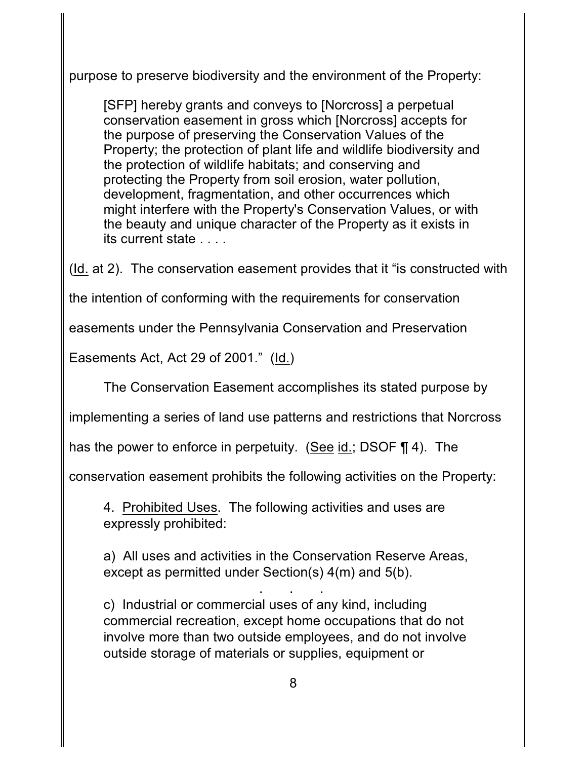purpose to preserve biodiversity and the environment of the Property:

> [SFP] hereby grants and conveys to [Norcross] a perpetual conservation easement in gross which [Norcross] accepts for the purpose of preserving the Conservation Values of the Property; the protection of plant life and wildlife biodiversity and the protection of wildlife habitats; and conserving and protecting the Property from soil erosion, water pollution, development, fragmentation, and other occurrences which might interfere with the Property's Conservation Values, or with the beauty and unique character of the Property as it exists in its current state . . . .

(Id. at 2). The conservation easement provides that it "is constructed with the intention of conforming with the requirements for conservation easements under the Pennsylvania Conservation and Preservation Easements Act, Act 29 of 2001." (Id.)

The Conservation Easement accomplishes its stated purpose by implementing a series of land use patterns and restrictions that Norcross has the power to enforce in perpetuity. (See id.; DSOF ¶ 4). The conservation easement prohibits the following activities on the Property:

> 4. Prohibited Uses. The following activities and uses are expressly prohibited:
>
> a) All uses and activities in the Conservation Reserve Areas, except as permitted under Section(s) 4(m) and 5(b).
>
> . . .
>
> c) Industrial or commercial uses of any kind, including commercial recreation, except home occupations that do not involve more than two outside employees, and do not involve outside storage of materials or supplies, equipment or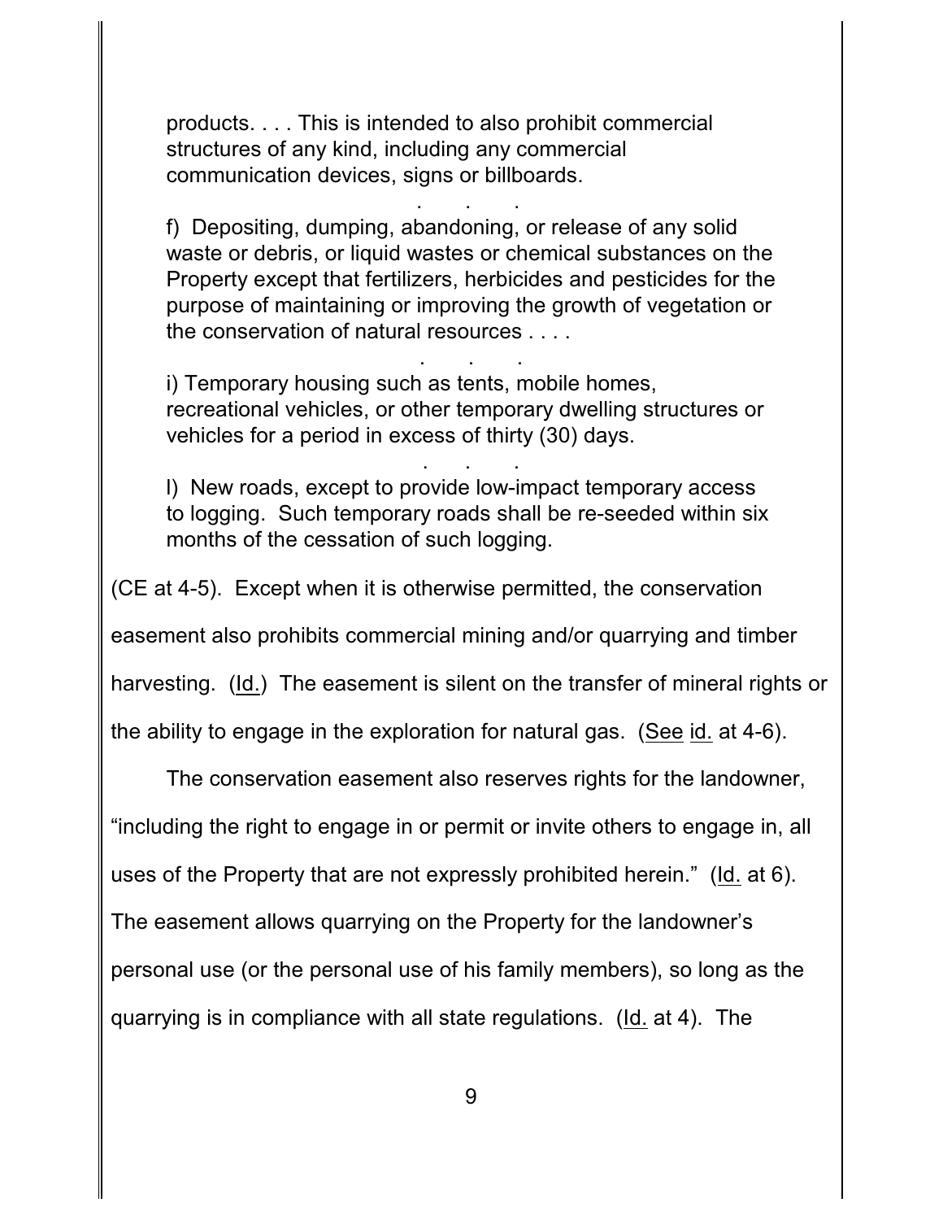> products. . . . This is intended to also prohibit commercial structures of any kind, including any commercial communication devices, signs or billboards.
>
> . . .
>
> f) Depositing, dumping, abandoning, or release of any solid waste or debris, or liquid wastes or chemical substances on the Property except that fertilizers, herbicides and pesticides for the purpose of maintaining or improving the growth of vegetation or the conservation of natural resources . . . .
>
> . . .
>
> i) Temporary housing such as tents, mobile homes, recreational vehicles, or other temporary dwelling structures or vehicles for a period in excess of thirty (30) days.
>
> . . .
>
> l) New roads, except to provide low-impact temporary access to logging. Such temporary roads shall be re-seeded within six months of the cessation of such logging.

(CE at 4-5). Except when it is otherwise permitted, the conservation easement also prohibits commercial mining and/or quarrying and timber harvesting. (Id.) The easement is silent on the transfer of mineral rights or the ability to engage in the exploration for natural gas. (See id. at 4-6).

The conservation easement also reserves rights for the landowner, "including the right to engage in or permit or invite others to engage in, all uses of the Property that are not expressly prohibited herein." (Id. at 6). The easement allows quarrying on the Property for the landowner's personal use (or the personal use of his family members), so long as the quarrying is in compliance with all state regulations. (Id. at 4). The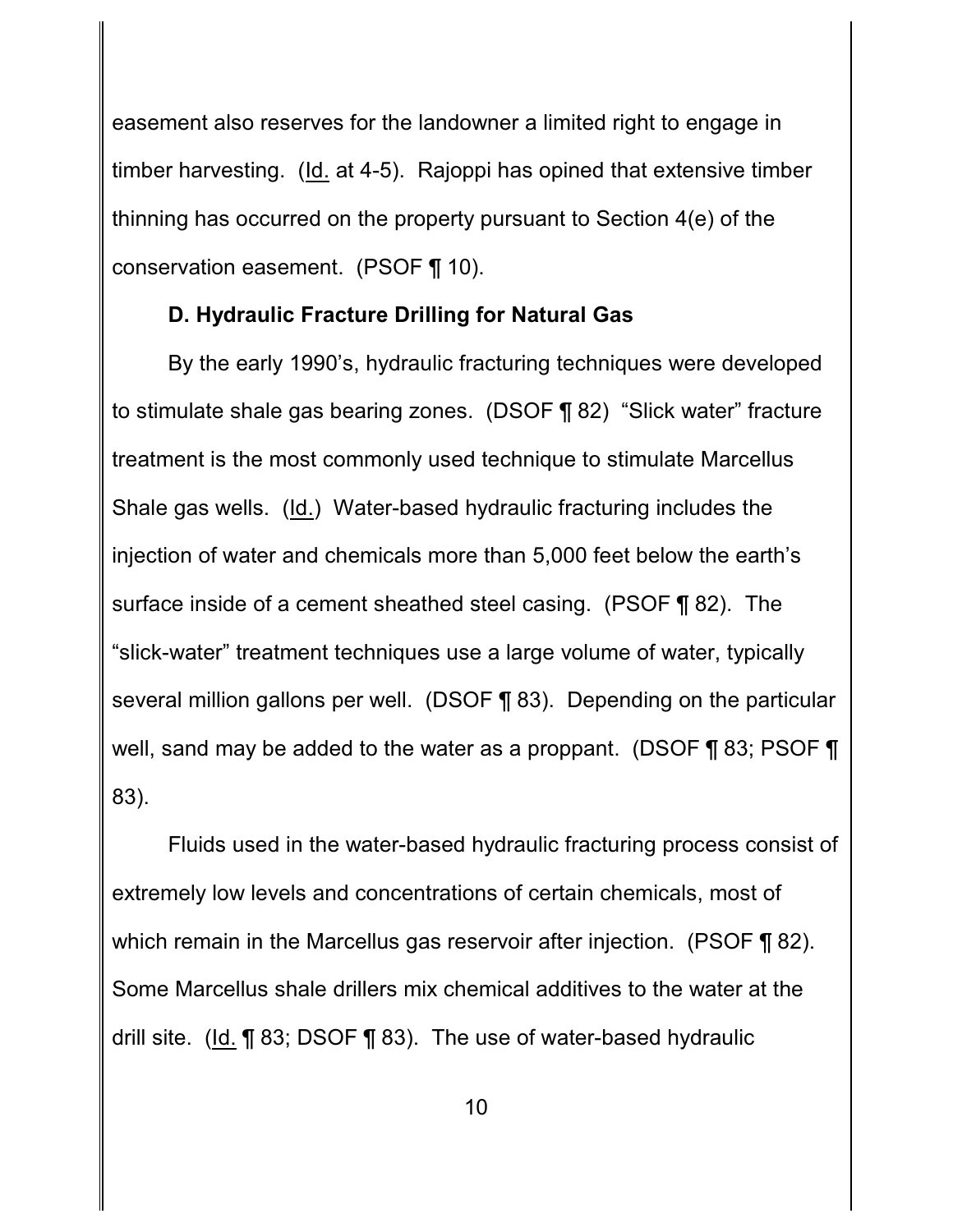easement also reserves for the landowner a limited right to engage in timber harvesting. (Id. at 4-5). Rajoppi has opined that extensive timber thinning has occurred on the property pursuant to Section 4(e) of the conservation easement. (PSOF ¶ 10).

**D. Hydraulic Fracture Drilling for Natural Gas**

By the early 1990's, hydraulic fracturing techniques were developed to stimulate shale gas bearing zones. (DSOF ¶ 82) "Slick water" fracture treatment is the most commonly used technique to stimulate Marcellus Shale gas wells. (Id.) Water-based hydraulic fracturing includes the injection of water and chemicals more than 5,000 feet below the earth's surface inside of a cement sheathed steel casing. (PSOF ¶ 82). The "slick-water" treatment techniques use a large volume of water, typically several million gallons per well. (DSOF ¶ 83). Depending on the particular well, sand may be added to the water as a proppant. (DSOF ¶ 83; PSOF ¶ 83).

Fluids used in the water-based hydraulic fracturing process consist of extremely low levels and concentrations of certain chemicals, most of which remain in the Marcellus gas reservoir after injection. (PSOF ¶ 82). Some Marcellus shale drillers mix chemical additives to the water at the drill site. (Id. ¶ 83; DSOF ¶ 83). The use of water-based hydraulic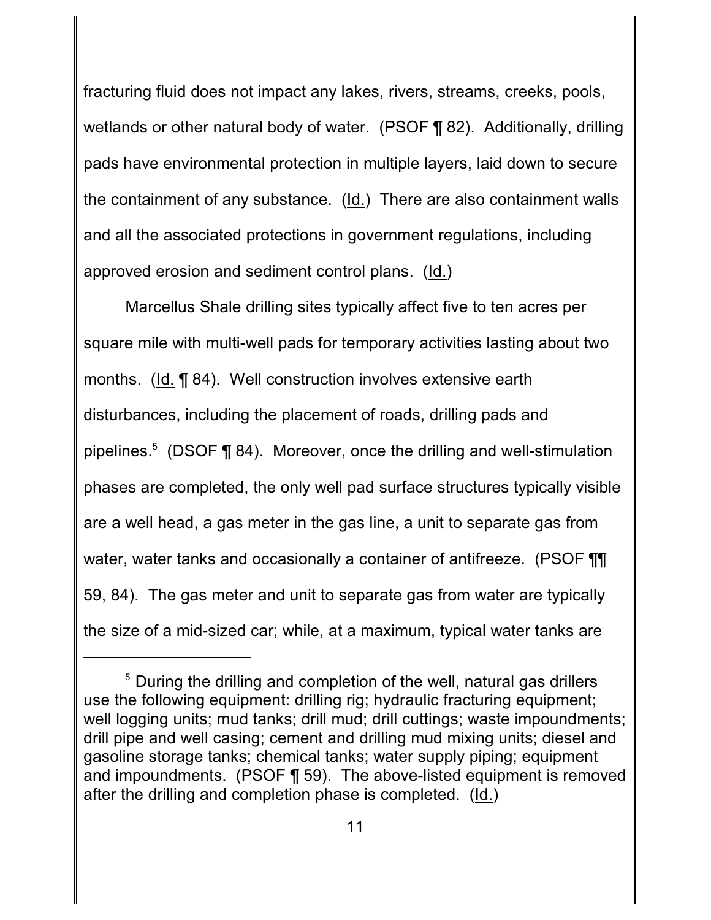fracturing fluid does not impact any lakes, rivers, streams, creeks, pools, wetlands or other natural body of water. (PSOF ¶ 82). Additionally, drilling pads have environmental protection in multiple layers, laid down to secure the containment of any substance. (Id.) There are also containment walls and all the associated protections in government regulations, including approved erosion and sediment control plans. (Id.)

Marcellus Shale drilling sites typically affect five to ten acres per square mile with multi-well pads for temporary activities lasting about two months. (Id. ¶ 84). Well construction involves extensive earth disturbances, including the placement of roads, drilling pads and pipelines.[5] (DSOF ¶ 84). Moreover, once the drilling and well-stimulation phases are completed, the only well pad surface structures typically visible are a well head, a gas meter in the gas line, a unit to separate gas from water, water tanks and occasionally a container of antifreeze. (PSOF ¶¶ 59, 84). The gas meter and unit to separate gas from water are typically the size of a mid-sized car; while, at a maximum, typical water tanks are

---

[5] During the drilling and completion of the well, natural gas drillers use the following equipment: drilling rig; hydraulic fracturing equipment; well logging units; mud tanks; drill mud; drill cuttings; waste impoundments; drill pipe and well casing; cement and drilling mud mixing units; diesel and gasoline storage tanks; chemical tanks; water supply piping; equipment and impoundments. (PSOF ¶ 59). The above-listed equipment is removed after the drilling and completion phase is completed. (Id.)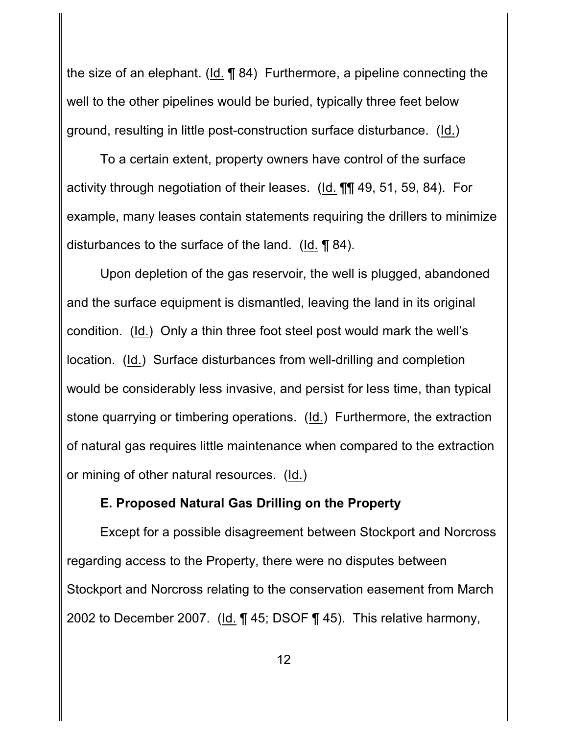the size of an elephant. (Id. ¶ 84) Furthermore, a pipeline connecting the well to the other pipelines would be buried, typically three feet below ground, resulting in little post-construction surface disturbance. (Id.)

To a certain extent, property owners have control of the surface activity through negotiation of their leases. (Id. ¶¶ 49, 51, 59, 84). For example, many leases contain statements requiring the drillers to minimize disturbances to the surface of the land. (Id. ¶ 84).

Upon depletion of the gas reservoir, the well is plugged, abandoned and the surface equipment is dismantled, leaving the land in its original condition. (Id.) Only a thin three foot steel post would mark the well's location. (Id.) Surface disturbances from well-drilling and completion would be considerably less invasive, and persist for less time, than typical stone quarrying or timbering operations. (Id.) Furthermore, the extraction of natural gas requires little maintenance when compared to the extraction or mining of other natural resources. (Id.)

**E. Proposed Natural Gas Drilling on the Property**

Except for a possible disagreement between Stockport and Norcross regarding access to the Property, there were no disputes between Stockport and Norcross relating to the conservation easement from March 2002 to December 2007. (Id. ¶ 45; DSOF ¶ 45). This relative harmony,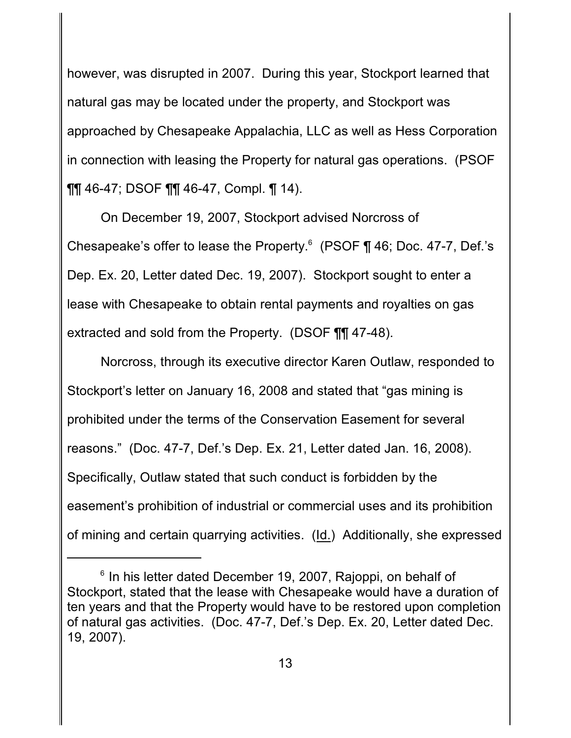however, was disrupted in 2007. During this year, Stockport learned that natural gas may be located under the property, and Stockport was approached by Chesapeake Appalachia, LLC as well as Hess Corporation in connection with leasing the Property for natural gas operations. (PSOF ¶¶ 46-47; DSOF ¶¶ 46-47, Compl. ¶ 14).

On December 19, 2007, Stockport advised Norcross of Chesapeake's offer to lease the Property.[6] (PSOF ¶ 46; Doc. 47-7, Def.'s Dep. Ex. 20, Letter dated Dec. 19, 2007). Stockport sought to enter a lease with Chesapeake to obtain rental payments and royalties on gas extracted and sold from the Property. (DSOF ¶¶ 47-48).

Norcross, through its executive director Karen Outlaw, responded to Stockport's letter on January 16, 2008 and stated that "gas mining is prohibited under the terms of the Conservation Easement for several reasons." (Doc. 47-7, Def.'s Dep. Ex. 21, Letter dated Jan. 16, 2008). Specifically, Outlaw stated that such conduct is forbidden by the easement's prohibition of industrial or commercial uses and its prohibition of mining and certain quarrying activities. (Id.) Additionally, she expressed

---

[6] In his letter dated December 19, 2007, Rajoppi, on behalf of Stockport, stated that the lease with Chesapeake would have a duration of ten years and that the Property would have to be restored upon completion of natural gas activities. (Doc. 47-7, Def.'s Dep. Ex. 20, Letter dated Dec. 19, 2007).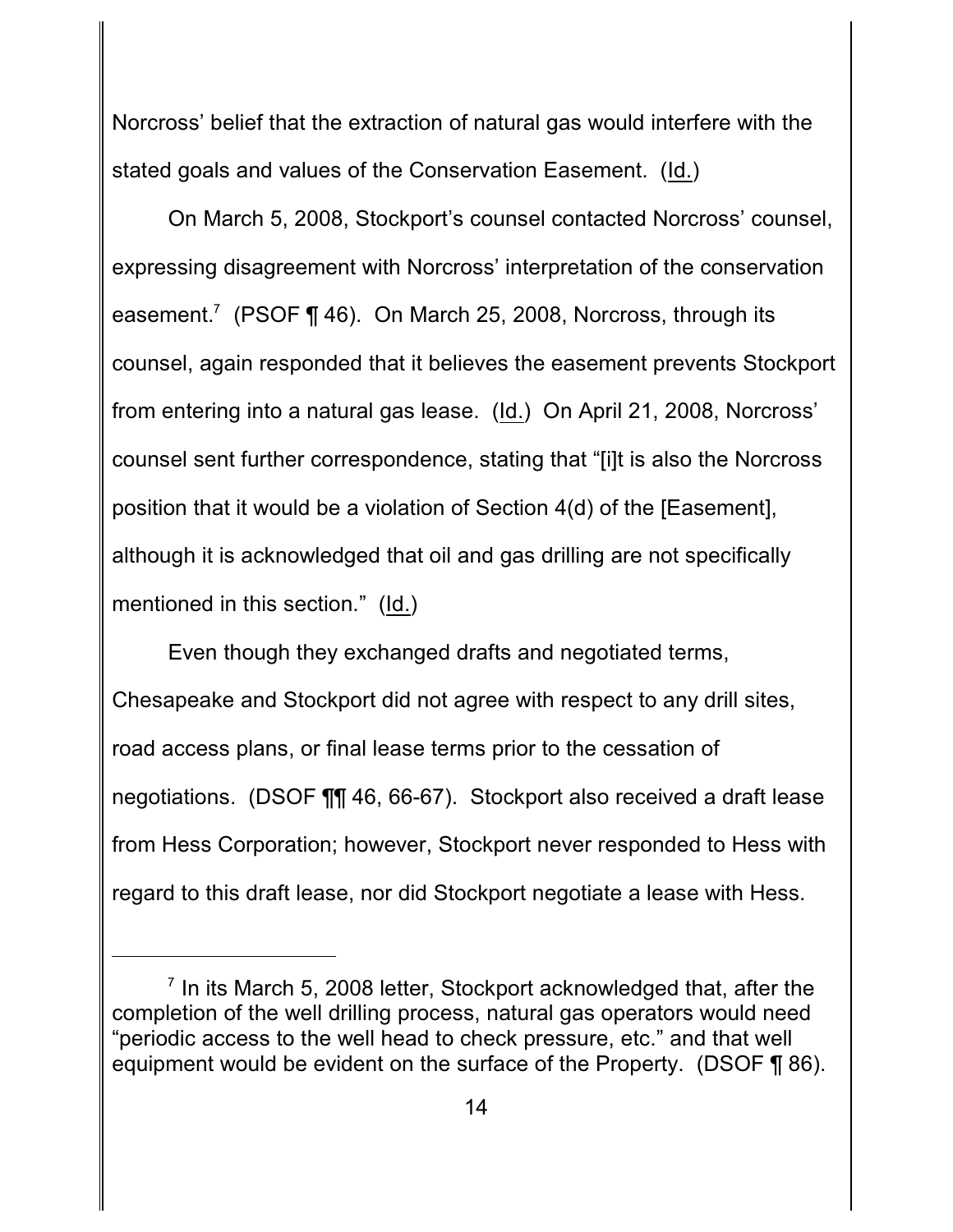Norcross' belief that the extraction of natural gas would interfere with the stated goals and values of the Conservation Easement. (Id.)

On March 5, 2008, Stockport's counsel contacted Norcross' counsel, expressing disagreement with Norcross' interpretation of the conservation easement.[7] (PSOF ¶ 46). On March 25, 2008, Norcross, through its counsel, again responded that it believes the easement prevents Stockport from entering into a natural gas lease. (Id.) On April 21, 2008, Norcross' counsel sent further correspondence, stating that "[i]t is also the Norcross position that it would be a violation of Section 4(d) of the [Easement], although it is acknowledged that oil and gas drilling are not specifically mentioned in this section." (Id.)

Even though they exchanged drafts and negotiated terms, Chesapeake and Stockport did not agree with respect to any drill sites, road access plans, or final lease terms prior to the cessation of negotiations. (DSOF ¶¶ 46, 66-67). Stockport also received a draft lease from Hess Corporation; however, Stockport never responded to Hess with regard to this draft lease, nor did Stockport negotiate a lease with Hess.

---

[7] In its March 5, 2008 letter, Stockport acknowledged that, after the completion of the well drilling process, natural gas operators would need "periodic access to the well head to check pressure, etc." and that well equipment would be evident on the surface of the Property. (DSOF ¶ 86).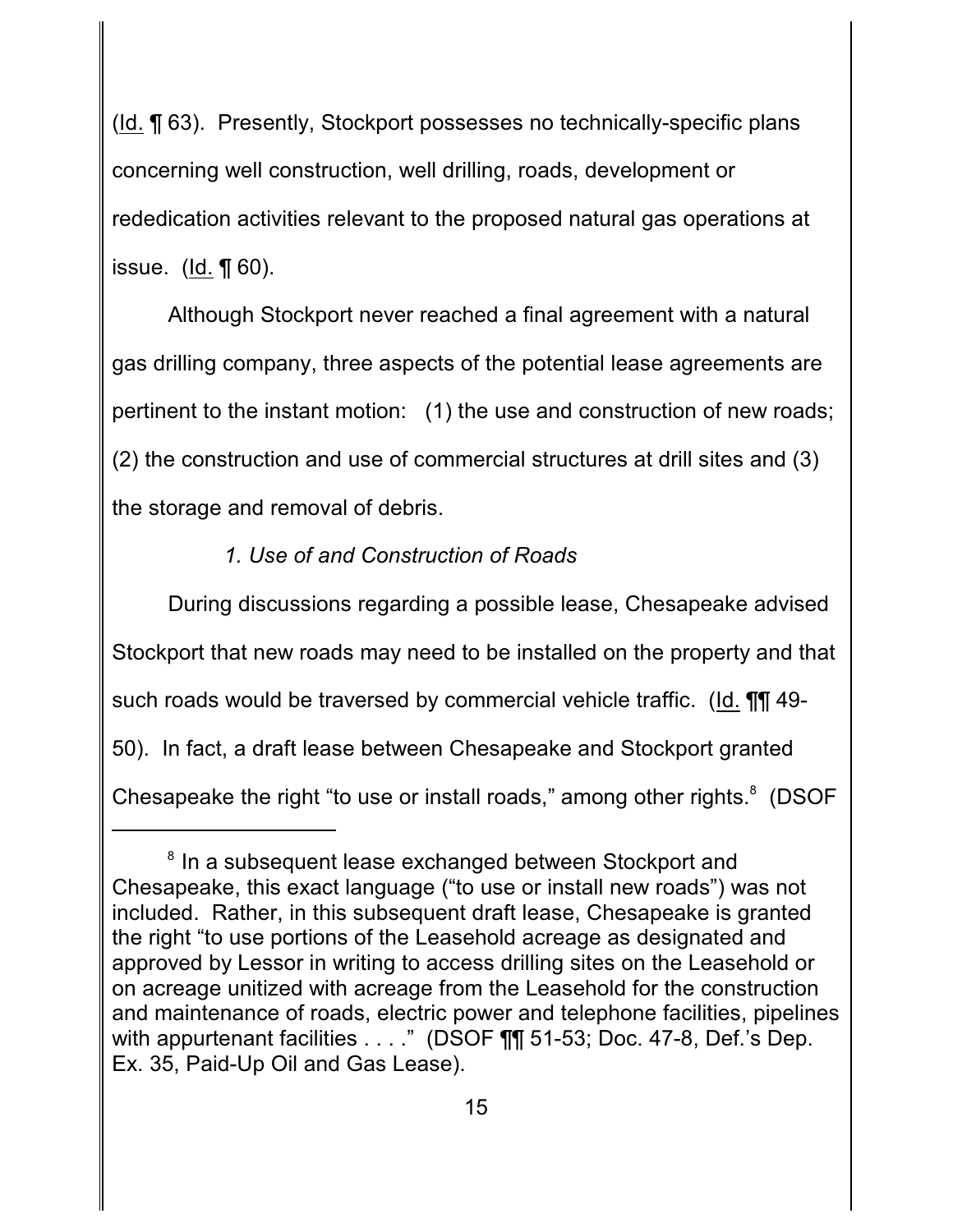(Id. ¶ 63). Presently, Stockport possesses no technically-specific plans concerning well construction, well drilling, roads, development or rededication activities relevant to the proposed natural gas operations at issue. (Id. ¶ 60).

Although Stockport never reached a final agreement with a natural gas drilling company, three aspects of the potential lease agreements are pertinent to the instant motion: (1) the use and construction of new roads; (2) the construction and use of commercial structures at drill sites and (3) the storage and removal of debris.

*1. Use of and Construction of Roads*

During discussions regarding a possible lease, Chesapeake advised Stockport that new roads may need to be installed on the property and that such roads would be traversed by commercial vehicle traffic. (Id. ¶¶ 49-50). In fact, a draft lease between Chesapeake and Stockport granted Chesapeake the right "to use or install roads," among other rights.[8] (DSOF

---

[8] In a subsequent lease exchanged between Stockport and Chesapeake, this exact language ("to use or install new roads") was not included. Rather, in this subsequent draft lease, Chesapeake is granted the right "to use portions of the Leasehold acreage as designated and approved by Lessor in writing to access drilling sites on the Leasehold or on acreage unitized with acreage from the Leasehold for the construction and maintenance of roads, electric power and telephone facilities, pipelines with appurtenant facilities . . . ." (DSOF ¶¶ 51-53; Doc. 47-8, Def.'s Dep. Ex. 35, Paid-Up Oil and Gas Lease).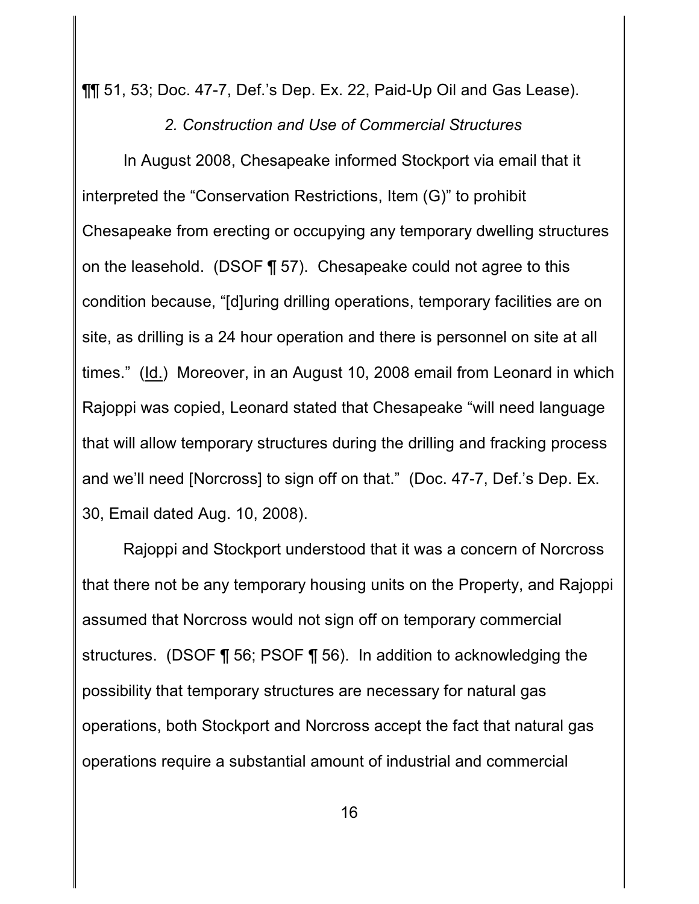¶¶ 51, 53; Doc. 47-7, Def.'s Dep. Ex. 22, Paid-Up Oil and Gas Lease).

*2. Construction and Use of Commercial Structures*

In August 2008, Chesapeake informed Stockport via email that it interpreted the "Conservation Restrictions, Item (G)" to prohibit Chesapeake from erecting or occupying any temporary dwelling structures on the leasehold. (DSOF ¶ 57). Chesapeake could not agree to this condition because, "[d]uring drilling operations, temporary facilities are on site, as drilling is a 24 hour operation and there is personnel on site at all times." (Id.) Moreover, in an August 10, 2008 email from Leonard in which Rajoppi was copied, Leonard stated that Chesapeake "will need language that will allow temporary structures during the drilling and fracking process and we'll need [Norcross] to sign off on that." (Doc. 47-7, Def.'s Dep. Ex. 30, Email dated Aug. 10, 2008).

Rajoppi and Stockport understood that it was a concern of Norcross that there not be any temporary housing units on the Property, and Rajoppi assumed that Norcross would not sign off on temporary commercial structures. (DSOF ¶ 56; PSOF ¶ 56). In addition to acknowledging the possibility that temporary structures are necessary for natural gas operations, both Stockport and Norcross accept the fact that natural gas operations require a substantial amount of industrial and commercial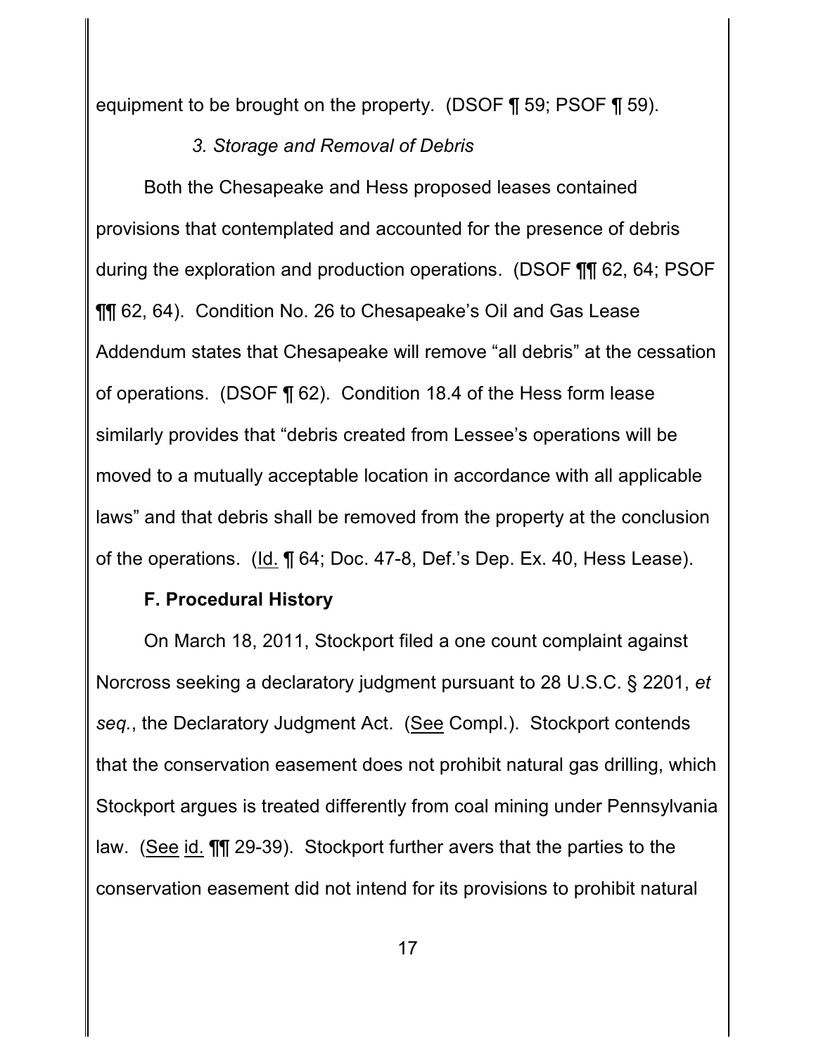equipment to be brought on the property. (DSOF ¶ 59; PSOF ¶ 59).

*3. Storage and Removal of Debris*

Both the Chesapeake and Hess proposed leases contained provisions that contemplated and accounted for the presence of debris during the exploration and production operations. (DSOF ¶¶ 62, 64; PSOF ¶¶ 62, 64). Condition No. 26 to Chesapeake's Oil and Gas Lease Addendum states that Chesapeake will remove "all debris" at the cessation of operations. (DSOF ¶ 62). Condition 18.4 of the Hess form lease similarly provides that "debris created from Lessee's operations will be moved to a mutually acceptable location in accordance with all applicable laws" and that debris shall be removed from the property at the conclusion of the operations. (Id. ¶ 64; Doc. 47-8, Def.'s Dep. Ex. 40, Hess Lease).

**F. Procedural History**

On March 18, 2011, Stockport filed a one count complaint against Norcross seeking a declaratory judgment pursuant to 28 U.S.C. § 2201, *et seq.*, the Declaratory Judgment Act. (See Compl.). Stockport contends that the conservation easement does not prohibit natural gas drilling, which Stockport argues is treated differently from coal mining under Pennsylvania law. (See id. ¶¶ 29-39). Stockport further avers that the parties to the conservation easement did not intend for its provisions to prohibit natural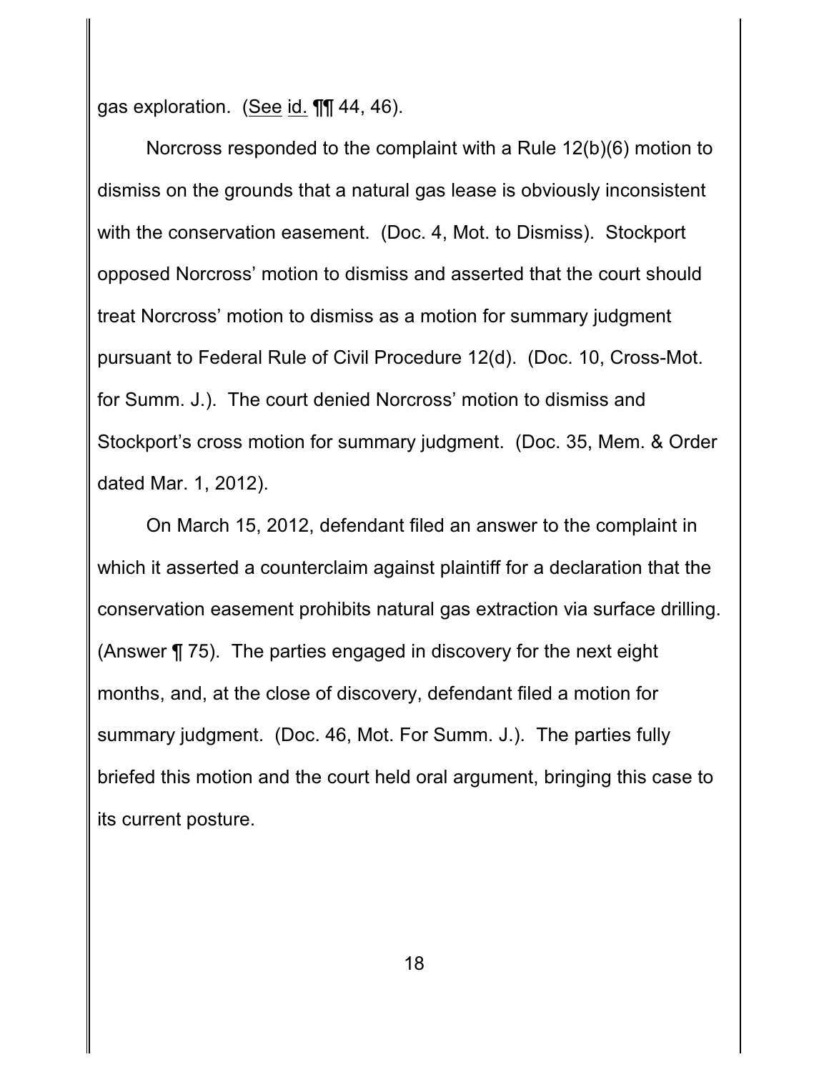gas exploration. (See id. ¶¶ 44, 46).

Norcross responded to the complaint with a Rule 12(b)(6) motion to dismiss on the grounds that a natural gas lease is obviously inconsistent with the conservation easement. (Doc. 4, Mot. to Dismiss). Stockport opposed Norcross' motion to dismiss and asserted that the court should treat Norcross' motion to dismiss as a motion for summary judgment pursuant to Federal Rule of Civil Procedure 12(d). (Doc. 10, Cross-Mot. for Summ. J.). The court denied Norcross' motion to dismiss and Stockport's cross motion for summary judgment. (Doc. 35, Mem. & Order dated Mar. 1, 2012).

On March 15, 2012, defendant filed an answer to the complaint in which it asserted a counterclaim against plaintiff for a declaration that the conservation easement prohibits natural gas extraction via surface drilling. (Answer ¶ 75). The parties engaged in discovery for the next eight months, and, at the close of discovery, defendant filed a motion for summary judgment. (Doc. 46, Mot. For Summ. J.). The parties fully briefed this motion and the court held oral argument, bringing this case to its current posture.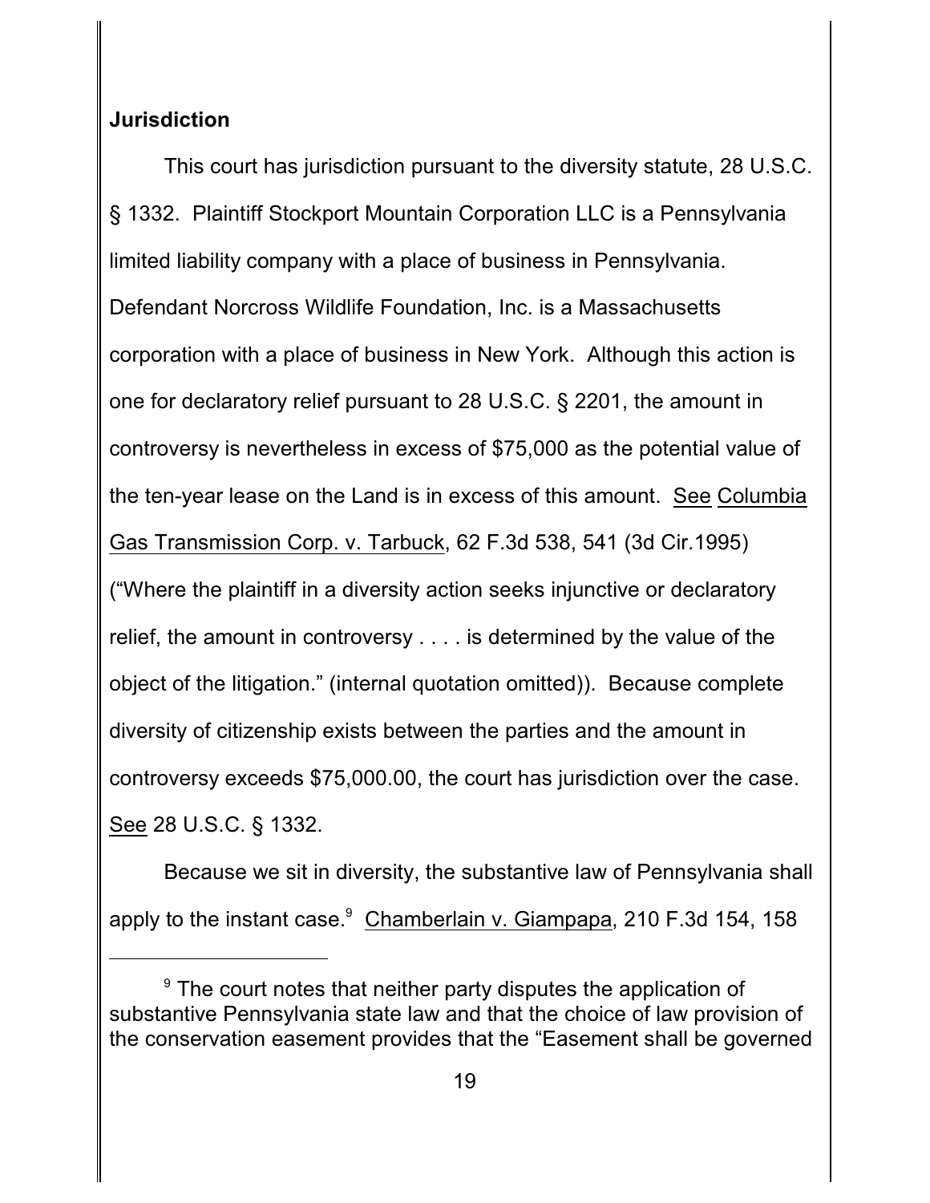**Jurisdiction**

This court has jurisdiction pursuant to the diversity statute, 28 U.S.C. § 1332. Plaintiff Stockport Mountain Corporation LLC is a Pennsylvania limited liability company with a place of business in Pennsylvania. Defendant Norcross Wildlife Foundation, Inc. is a Massachusetts corporation with a place of business in New York. Although this action is one for declaratory relief pursuant to 28 U.S.C. § 2201, the amount in controversy is nevertheless in excess of $75,000 as the potential value of the ten-year lease on the Land is in excess of this amount. See Columbia Gas Transmission Corp. v. Tarbuck, 62 F.3d 538, 541 (3d Cir.1995) ("Where the plaintiff in a diversity action seeks injunctive or declaratory relief, the amount in controversy . . . . is determined by the value of the object of the litigation." (internal quotation omitted)). Because complete diversity of citizenship exists between the parties and the amount in controversy exceeds $75,000.00, the court has jurisdiction over the case. See 28 U.S.C. § 1332.

Because we sit in diversity, the substantive law of Pennsylvania shall apply to the instant case.[9] Chamberlain v. Giampapa, 210 F.3d 154, 158

---

[9] The court notes that neither party disputes the application of substantive Pennsylvania state law and that the choice of law provision of the conservation easement provides that the "Easement shall be governed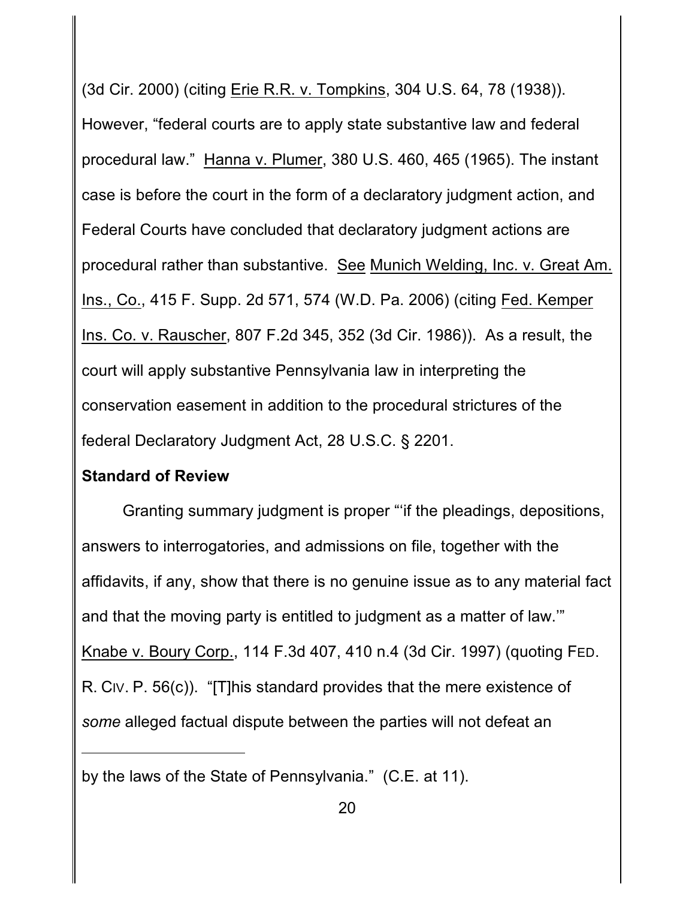(3d Cir. 2000) (citing Erie R.R. v. Tompkins, 304 U.S. 64, 78 (1938)). However, "federal courts are to apply state substantive law and federal procedural law." Hanna v. Plumer, 380 U.S. 460, 465 (1965). The instant case is before the court in the form of a declaratory judgment action, and Federal Courts have concluded that declaratory judgment actions are procedural rather than substantive. See Munich Welding, Inc. v. Great Am. Ins., Co., 415 F. Supp. 2d 571, 574 (W.D. Pa. 2006) (citing Fed. Kemper Ins. Co. v. Rauscher, 807 F.2d 345, 352 (3d Cir. 1986)). As a result, the court will apply substantive Pennsylvania law in interpreting the conservation easement in addition to the procedural strictures of the federal Declaratory Judgment Act, 28 U.S.C. § 2201.

**Standard of Review**

Granting summary judgment is proper "'if the pleadings, depositions, answers to interrogatories, and admissions on file, together with the affidavits, if any, show that there is no genuine issue as to any material fact and that the moving party is entitled to judgment as a matter of law.'" Knabe v. Boury Corp., 114 F.3d 407, 410 n.4 (3d Cir. 1997) (quoting FED. R. CIV. P. 56(c)). "[T]his standard provides that the mere existence of *some* alleged factual dispute between the parties will not defeat an

---

by the laws of the State of Pennsylvania." (C.E. at 11).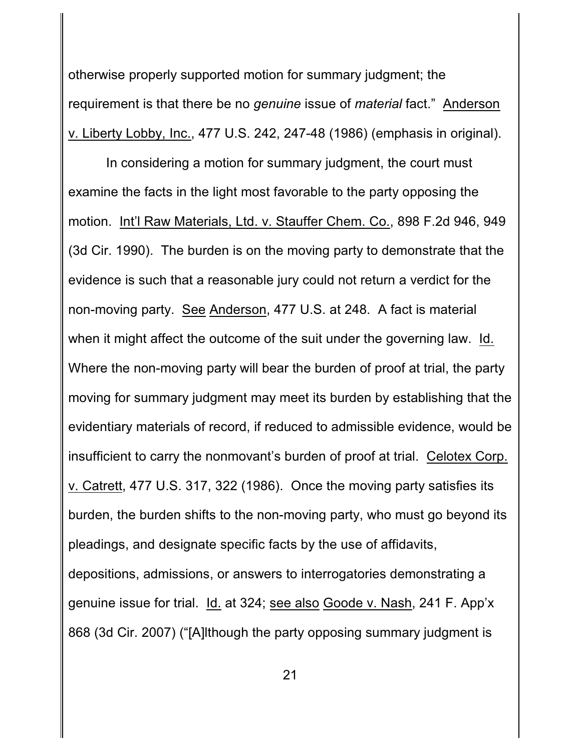otherwise properly supported motion for summary judgment; the requirement is that there be no *genuine* issue of *material* fact." Anderson v. Liberty Lobby, Inc., 477 U.S. 242, 247-48 (1986) (emphasis in original).

In considering a motion for summary judgment, the court must examine the facts in the light most favorable to the party opposing the motion. Int'l Raw Materials, Ltd. v. Stauffer Chem. Co., 898 F.2d 946, 949 (3d Cir. 1990). The burden is on the moving party to demonstrate that the evidence is such that a reasonable jury could not return a verdict for the non-moving party. See Anderson, 477 U.S. at 248. A fact is material when it might affect the outcome of the suit under the governing law. Id. Where the non-moving party will bear the burden of proof at trial, the party moving for summary judgment may meet its burden by establishing that the evidentiary materials of record, if reduced to admissible evidence, would be insufficient to carry the nonmovant's burden of proof at trial. Celotex Corp. v. Catrett, 477 U.S. 317, 322 (1986). Once the moving party satisfies its burden, the burden shifts to the non-moving party, who must go beyond its pleadings, and designate specific facts by the use of affidavits, depositions, admissions, or answers to interrogatories demonstrating a genuine issue for trial. Id. at 324; see also Goode v. Nash, 241 F. App'x 868 (3d Cir. 2007) ("[A]lthough the party opposing summary judgment is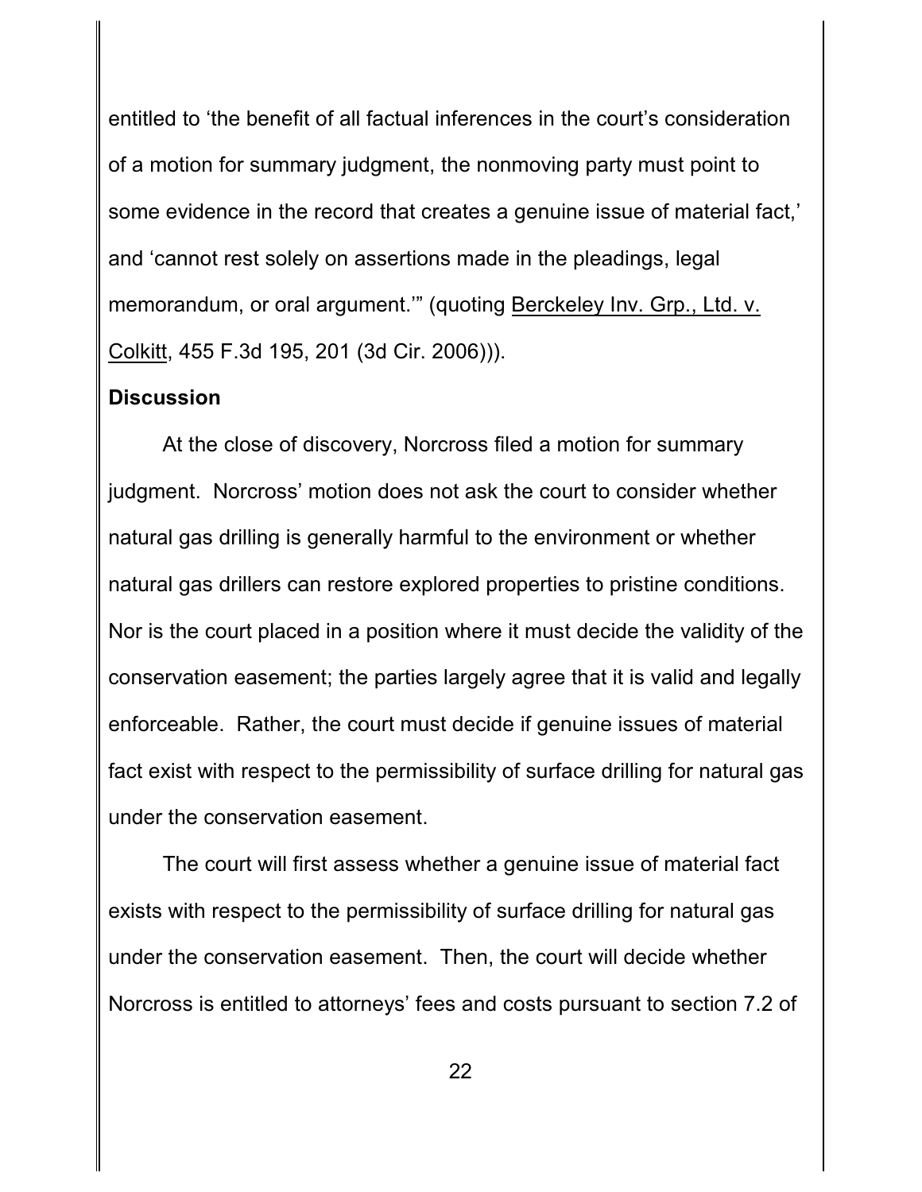entitled to 'the benefit of all factual inferences in the court's consideration of a motion for summary judgment, the nonmoving party must point to some evidence in the record that creates a genuine issue of material fact,' and 'cannot rest solely on assertions made in the pleadings, legal memorandum, or oral argument.'" (quoting Berckeley Inv. Grp., Ltd. v. Colkitt, 455 F.3d 195, 201 (3d Cir. 2006))).

**Discussion**

At the close of discovery, Norcross filed a motion for summary judgment. Norcross' motion does not ask the court to consider whether natural gas drilling is generally harmful to the environment or whether natural gas drillers can restore explored properties to pristine conditions. Nor is the court placed in a position where it must decide the validity of the conservation easement; the parties largely agree that it is valid and legally enforceable. Rather, the court must decide if genuine issues of material fact exist with respect to the permissibility of surface drilling for natural gas under the conservation easement.

The court will first assess whether a genuine issue of material fact exists with respect to the permissibility of surface drilling for natural gas under the conservation easement. Then, the court will decide whether Norcross is entitled to attorneys' fees and costs pursuant to section 7.2 of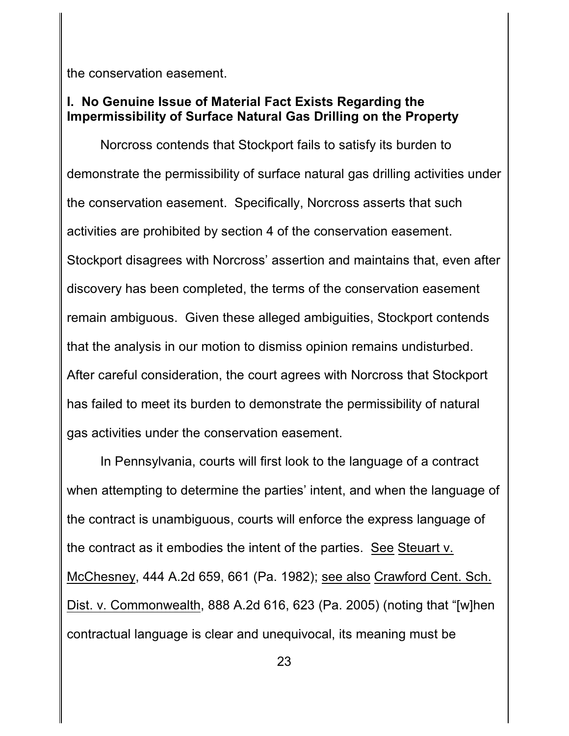the conservation easement.

## I. No Genuine Issue of Material Fact Exists Regarding the Impermissibility of Surface Natural Gas Drilling on the Property

Norcross contends that Stockport fails to satisfy its burden to demonstrate the permissibility of surface natural gas drilling activities under the conservation easement. Specifically, Norcross asserts that such activities are prohibited by section 4 of the conservation easement. Stockport disagrees with Norcross' assertion and maintains that, even after discovery has been completed, the terms of the conservation easement remain ambiguous. Given these alleged ambiguities, Stockport contends that the analysis in our motion to dismiss opinion remains undisturbed. After careful consideration, the court agrees with Norcross that Stockport has failed to meet its burden to demonstrate the permissibility of natural gas activities under the conservation easement.

In Pennsylvania, courts will first look to the language of a contract when attempting to determine the parties' intent, and when the language of the contract is unambiguous, courts will enforce the express language of the contract as it embodies the intent of the parties. See Steuart v. McChesney, 444 A.2d 659, 661 (Pa. 1982); see also Crawford Cent. Sch. Dist. v. Commonwealth, 888 A.2d 616, 623 (Pa. 2005) (noting that "[w]hen contractual language is clear and unequivocal, its meaning must be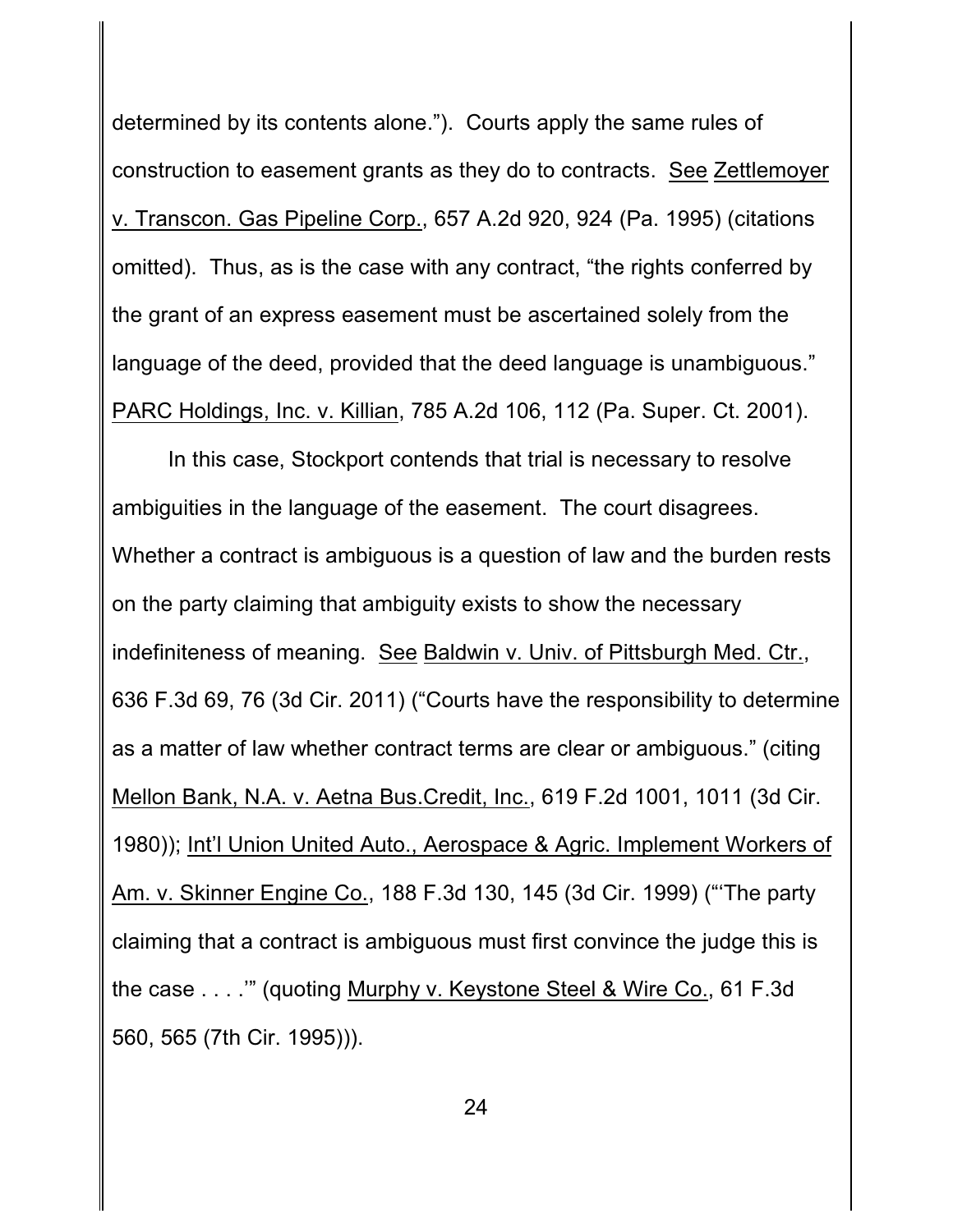determined by its contents alone."). Courts apply the same rules of construction to easement grants as they do to contracts. See Zettlemoyer v. Transcon. Gas Pipeline Corp., 657 A.2d 920, 924 (Pa. 1995) (citations omitted). Thus, as is the case with any contract, "the rights conferred by the grant of an express easement must be ascertained solely from the language of the deed, provided that the deed language is unambiguous." PARC Holdings, Inc. v. Killian, 785 A.2d 106, 112 (Pa. Super. Ct. 2001).

In this case, Stockport contends that trial is necessary to resolve ambiguities in the language of the easement. The court disagrees. Whether a contract is ambiguous is a question of law and the burden rests on the party claiming that ambiguity exists to show the necessary indefiniteness of meaning. See Baldwin v. Univ. of Pittsburgh Med. Ctr., 636 F.3d 69, 76 (3d Cir. 2011) ("Courts have the responsibility to determine as a matter of law whether contract terms are clear or ambiguous." (citing Mellon Bank, N.A. v. Aetna Bus.Credit, Inc., 619 F.2d 1001, 1011 (3d Cir. 1980)); Int'l Union United Auto., Aerospace & Agric. Implement Workers of Am. v. Skinner Engine Co., 188 F.3d 130, 145 (3d Cir. 1999) ("'The party claiming that a contract is ambiguous must first convince the judge this is the case . . . .'" (quoting Murphy v. Keystone Steel & Wire Co., 61 F.3d 560, 565 (7th Cir. 1995))).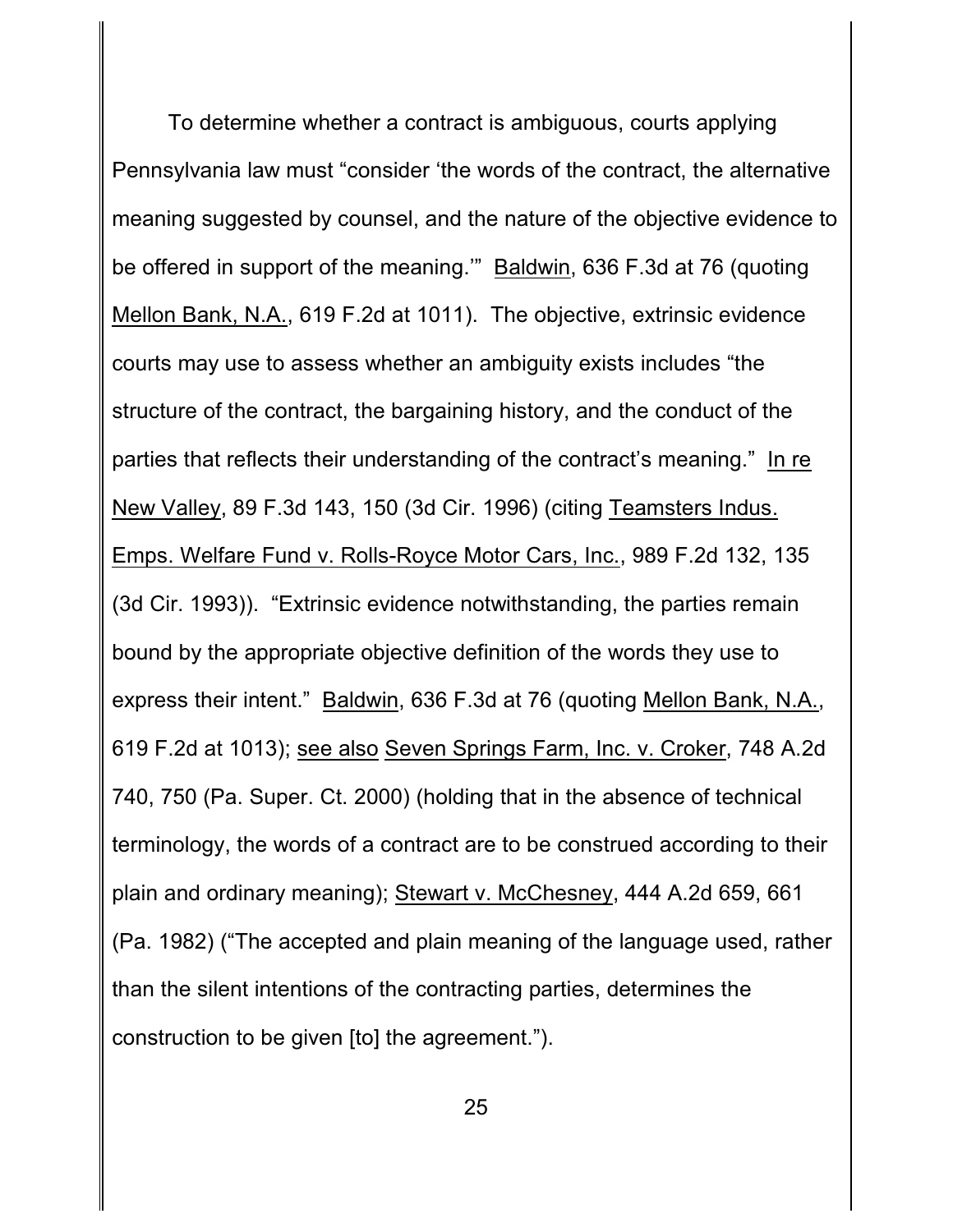To determine whether a contract is ambiguous, courts applying Pennsylvania law must "consider 'the words of the contract, the alternative meaning suggested by counsel, and the nature of the objective evidence to be offered in support of the meaning.'" Baldwin, 636 F.3d at 76 (quoting Mellon Bank, N.A., 619 F.2d at 1011). The objective, extrinsic evidence courts may use to assess whether an ambiguity exists includes "the structure of the contract, the bargaining history, and the conduct of the parties that reflects their understanding of the contract's meaning." In re New Valley, 89 F.3d 143, 150 (3d Cir. 1996) (citing Teamsters Indus. Emps. Welfare Fund v. Rolls-Royce Motor Cars, Inc., 989 F.2d 132, 135 (3d Cir. 1993)). "Extrinsic evidence notwithstanding, the parties remain bound by the appropriate objective definition of the words they use to express their intent." Baldwin, 636 F.3d at 76 (quoting Mellon Bank, N.A., 619 F.2d at 1013); see also Seven Springs Farm, Inc. v. Croker, 748 A.2d 740, 750 (Pa. Super. Ct. 2000) (holding that in the absence of technical terminology, the words of a contract are to be construed according to their plain and ordinary meaning); Stewart v. McChesney, 444 A.2d 659, 661 (Pa. 1982) ("The accepted and plain meaning of the language used, rather than the silent intentions of the contracting parties, determines the construction to be given [to] the agreement.").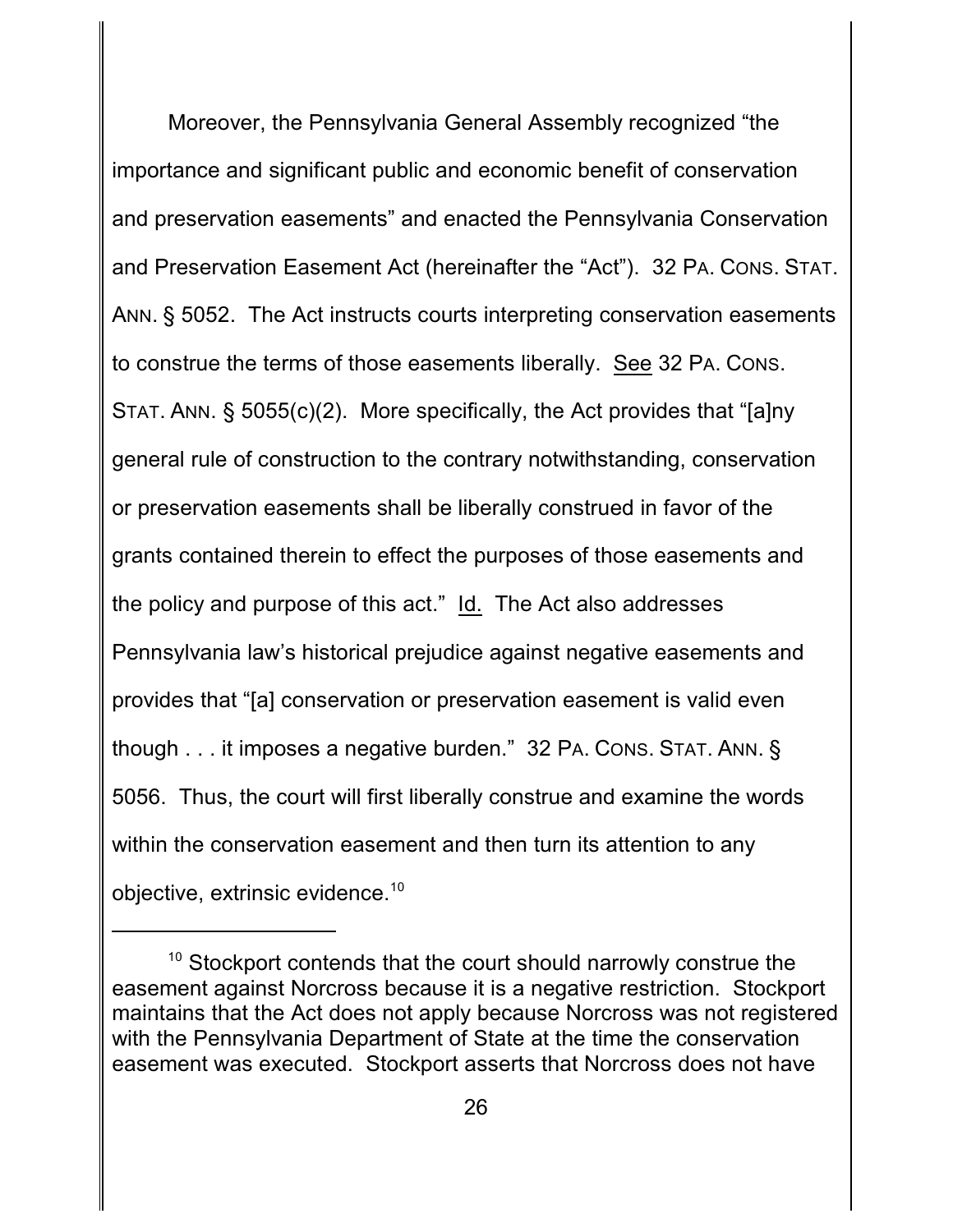Moreover, the Pennsylvania General Assembly recognized "the importance and significant public and economic benefit of conservation and preservation easements" and enacted the Pennsylvania Conservation and Preservation Easement Act (hereinafter the "Act"). 32 PA. CONS. STAT. ANN. § 5052. The Act instructs courts interpreting conservation easements to construe the terms of those easements liberally. See 32 PA. CONS. STAT. ANN. § 5055(c)(2). More specifically, the Act provides that "[a]ny general rule of construction to the contrary notwithstanding, conservation or preservation easements shall be liberally construed in favor of the grants contained therein to effect the purposes of those easements and the policy and purpose of this act." Id. The Act also addresses Pennsylvania law's historical prejudice against negative easements and provides that "[a] conservation or preservation easement is valid even though . . . it imposes a negative burden." 32 PA. CONS. STAT. ANN. § 5056. Thus, the court will first liberally construe and examine the words within the conservation easement and then turn its attention to any objective, extrinsic evidence.[10]

[10] Stockport contends that the court should narrowly construe the easement against Norcross because it is a negative restriction. Stockport maintains that the Act does not apply because Norcross was not registered with the Pennsylvania Department of State at the time the conservation easement was executed. Stockport asserts that Norcross does not have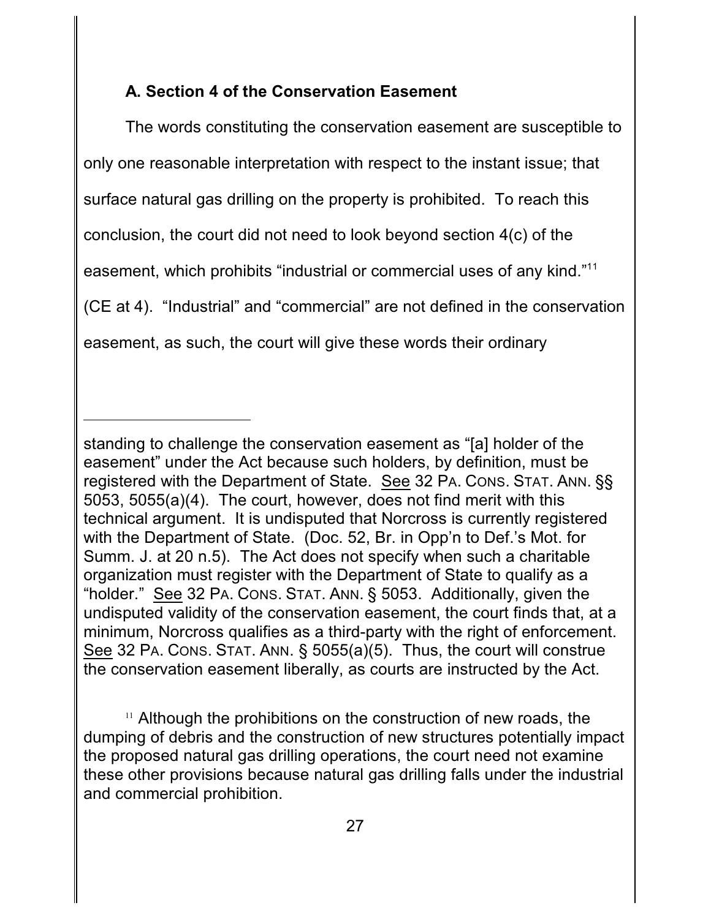### A. Section 4 of the Conservation Easement

The words constituting the conservation easement are susceptible to only one reasonable interpretation with respect to the instant issue; that surface natural gas drilling on the property is prohibited. To reach this conclusion, the court did not need to look beyond section 4(c) of the easement, which prohibits "industrial or commercial uses of any kind."[11] (CE at 4). "Industrial" and "commercial" are not defined in the conservation easement, as such, the court will give these words their ordinary

---

standing to challenge the conservation easement as "[a] holder of the easement" under the Act because such holders, by definition, must be registered with the Department of State. See 32 PA. CONS. STAT. ANN. §§ 5053, 5055(a)(4). The court, however, does not find merit with this technical argument. It is undisputed that Norcross is currently registered with the Department of State. (Doc. 52, Br. in Opp'n to Def.'s Mot. for Summ. J. at 20 n.5). The Act does not specify when such a charitable organization must register with the Department of State to qualify as a "holder." See 32 PA. CONS. STAT. ANN. § 5053. Additionally, given the undisputed validity of the conservation easement, the court finds that, at a minimum, Norcross qualifies as a third-party with the right of enforcement. See 32 PA. CONS. STAT. ANN. § 5055(a)(5). Thus, the court will construe the conservation easement liberally, as courts are instructed by the Act.

[11] Although the prohibitions on the construction of new roads, the dumping of debris and the construction of new structures potentially impact the proposed natural gas drilling operations, the court need not examine these other provisions because natural gas drilling falls under the industrial and commercial prohibition.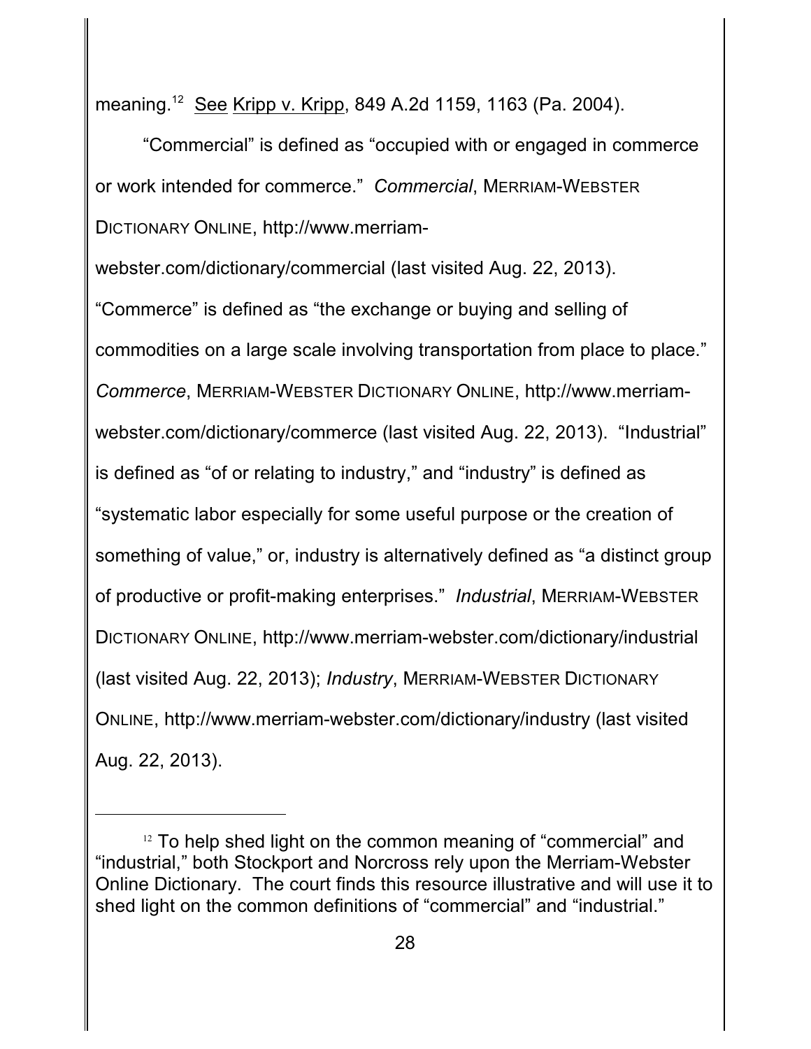meaning.[12] See Kripp v. Kripp, 849 A.2d 1159, 1163 (Pa. 2004).

"Commercial" is defined as "occupied with or engaged in commerce or work intended for commerce." *Commercial*, MERRIAM-WEBSTER DICTIONARY ONLINE, http://www.merriam-webster.com/dictionary/commercial (last visited Aug. 22, 2013). "Commerce" is defined as "the exchange or buying and selling of commodities on a large scale involving transportation from place to place." *Commerce*, MERRIAM-WEBSTER DICTIONARY ONLINE, http://www.merriam-webster.com/dictionary/commerce (last visited Aug. 22, 2013). "Industrial" is defined as "of or relating to industry," and "industry" is defined as "systematic labor especially for some useful purpose or the creation of something of value," or, industry is alternatively defined as "a distinct group of productive or profit-making enterprises." *Industrial*, MERRIAM-WEBSTER DICTIONARY ONLINE, http://www.merriam-webster.com/dictionary/industrial (last visited Aug. 22, 2013); *Industry*, MERRIAM-WEBSTER DICTIONARY ONLINE, http://www.merriam-webster.com/dictionary/industry (last visited Aug. 22, 2013).

---

[12] To help shed light on the common meaning of "commercial" and "industrial," both Stockport and Norcross rely upon the Merriam-Webster Online Dictionary. The court finds this resource illustrative and will use it to shed light on the common definitions of "commercial" and "industrial."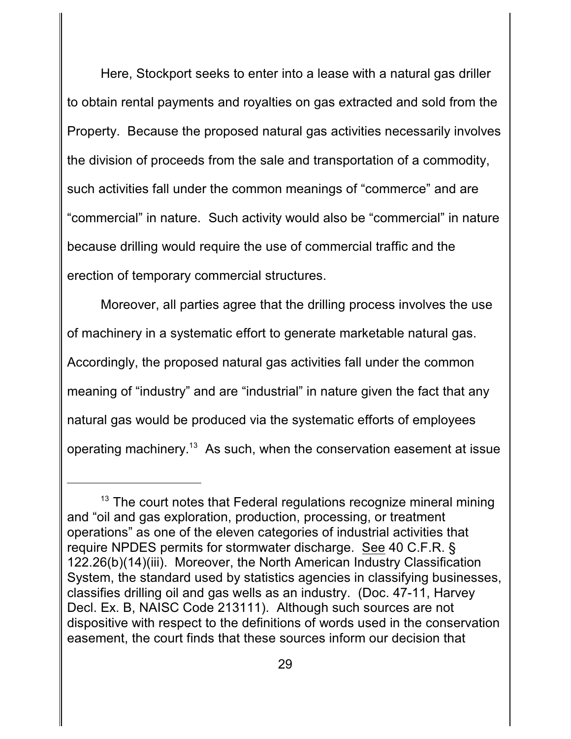Here, Stockport seeks to enter into a lease with a natural gas driller to obtain rental payments and royalties on gas extracted and sold from the Property. Because the proposed natural gas activities necessarily involves the division of proceeds from the sale and transportation of a commodity, such activities fall under the common meanings of "commerce" and are "commercial" in nature. Such activity would also be "commercial" in nature because drilling would require the use of commercial traffic and the erection of temporary commercial structures.

Moreover, all parties agree that the drilling process involves the use of machinery in a systematic effort to generate marketable natural gas. Accordingly, the proposed natural gas activities fall under the common meaning of "industry" and are "industrial" in nature given the fact that any natural gas would be produced via the systematic efforts of employees operating machinery.[13] As such, when the conservation easement at issue

---

[13] The court notes that Federal regulations recognize mineral mining and "oil and gas exploration, production, processing, or treatment operations" as one of the eleven categories of industrial activities that require NPDES permits for stormwater discharge. See 40 C.F.R. § 122.26(b)(14)(iii). Moreover, the North American Industry Classification System, the standard used by statistics agencies in classifying businesses, classifies drilling oil and gas wells as an industry. (Doc. 47-11, Harvey Decl. Ex. B, NAISC Code 213111). Although such sources are not dispositive with respect to the definitions of words used in the conservation easement, the court finds that these sources inform our decision that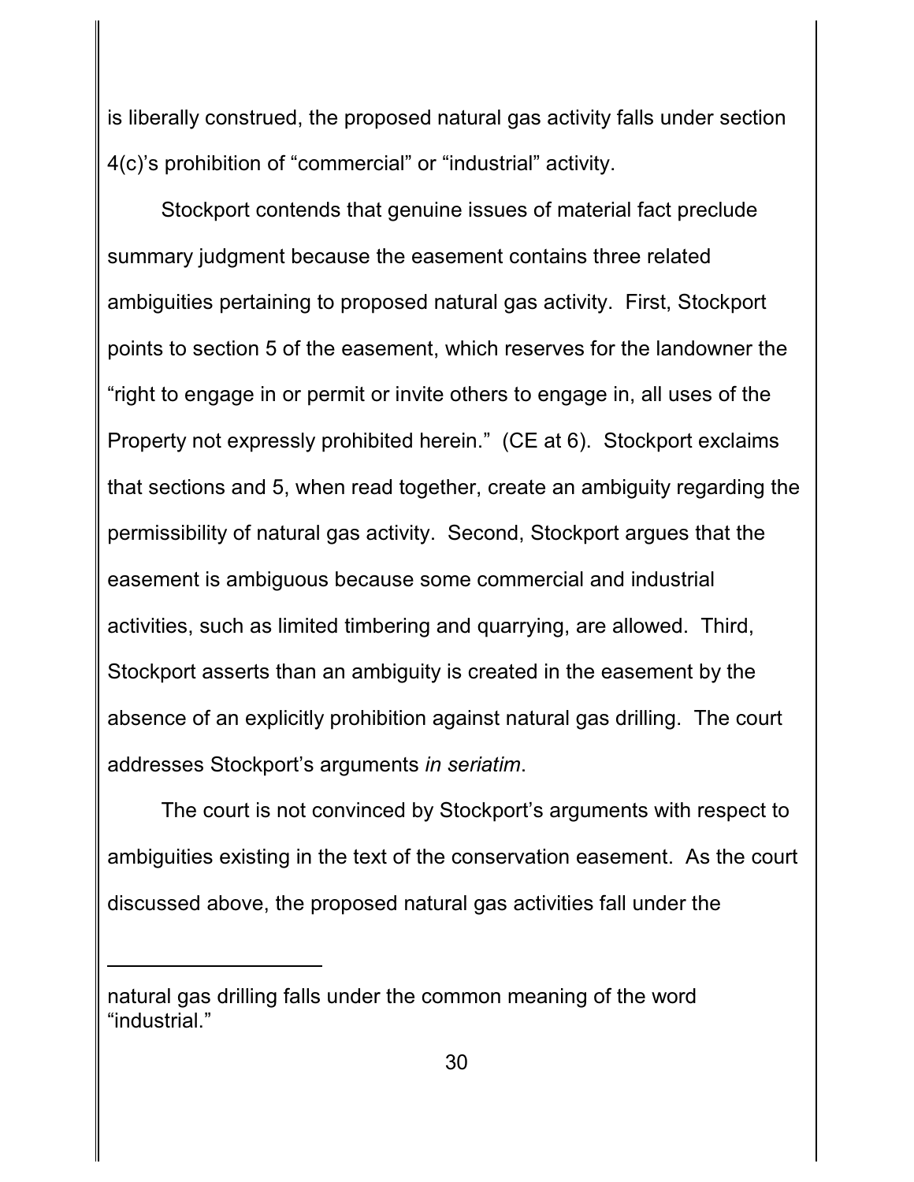is liberally construed, the proposed natural gas activity falls under section 4(c)'s prohibition of "commercial" or "industrial" activity.

Stockport contends that genuine issues of material fact preclude summary judgment because the easement contains three related ambiguities pertaining to proposed natural gas activity. First, Stockport points to section 5 of the easement, which reserves for the landowner the "right to engage in or permit or invite others to engage in, all uses of the Property not expressly prohibited herein." (CE at 6). Stockport exclaims that sections and 5, when read together, create an ambiguity regarding the permissibility of natural gas activity. Second, Stockport argues that the easement is ambiguous because some commercial and industrial activities, such as limited timbering and quarrying, are allowed. Third, Stockport asserts than an ambiguity is created in the easement by the absence of an explicitly prohibition against natural gas drilling. The court addresses Stockport's arguments *in seriatim*.

The court is not convinced by Stockport's arguments with respect to ambiguities existing in the text of the conservation easement. As the court discussed above, the proposed natural gas activities fall under the

---

natural gas drilling falls under the common meaning of the word "industrial."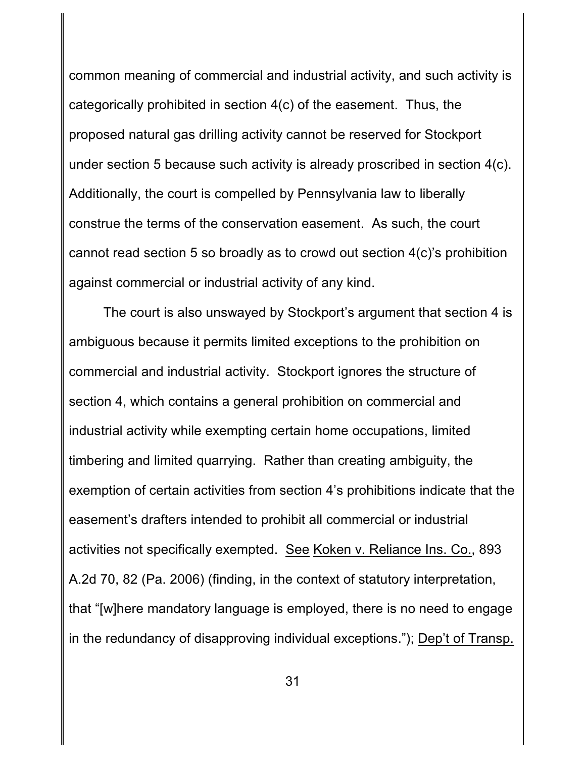common meaning of commercial and industrial activity, and such activity is categorically prohibited in section 4(c) of the easement. Thus, the proposed natural gas drilling activity cannot be reserved for Stockport under section 5 because such activity is already proscribed in section 4(c). Additionally, the court is compelled by Pennsylvania law to liberally construe the terms of the conservation easement. As such, the court cannot read section 5 so broadly as to crowd out section 4(c)'s prohibition against commercial or industrial activity of any kind.

The court is also unswayed by Stockport's argument that section 4 is ambiguous because it permits limited exceptions to the prohibition on commercial and industrial activity. Stockport ignores the structure of section 4, which contains a general prohibition on commercial and industrial activity while exempting certain home occupations, limited timbering and limited quarrying. Rather than creating ambiguity, the exemption of certain activities from section 4's prohibitions indicate that the easement's drafters intended to prohibit all commercial or industrial activities not specifically exempted. See Koken v. Reliance Ins. Co., 893 A.2d 70, 82 (Pa. 2006) (finding, in the context of statutory interpretation, that "[w]here mandatory language is employed, there is no need to engage in the redundancy of disapproving individual exceptions."); Dep't of Transp.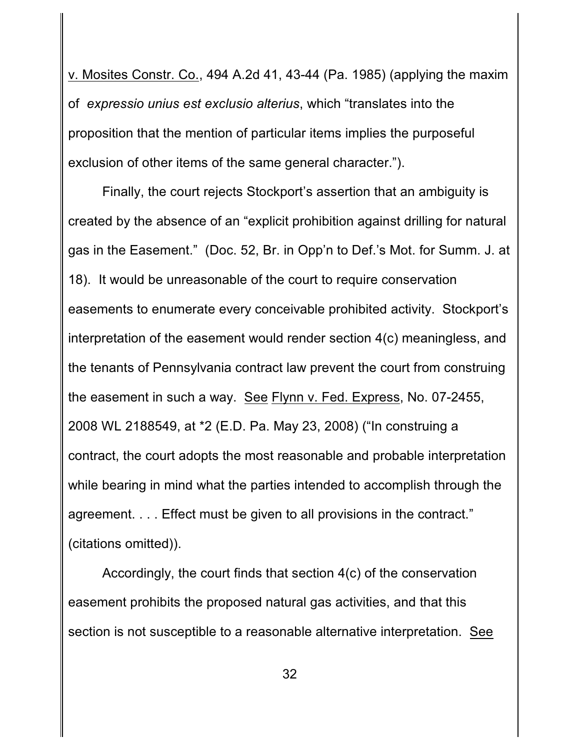v. Mosites Constr. Co., 494 A.2d 41, 43-44 (Pa. 1985) (applying the maxim of *expressio unius est exclusio alterius*, which "translates into the proposition that the mention of particular items implies the purposeful exclusion of other items of the same general character.").

Finally, the court rejects Stockport's assertion that an ambiguity is created by the absence of an "explicit prohibition against drilling for natural gas in the Easement." (Doc. 52, Br. in Opp'n to Def.'s Mot. for Summ. J. at 18). It would be unreasonable of the court to require conservation easements to enumerate every conceivable prohibited activity. Stockport's interpretation of the easement would render section 4(c) meaningless, and the tenants of Pennsylvania contract law prevent the court from construing the easement in such a way. See Flynn v. Fed. Express, No. 07-2455, 2008 WL 2188549, at *2 (E.D. Pa. May 23, 2008) ("In construing a contract, the court adopts the most reasonable and probable interpretation while bearing in mind what the parties intended to accomplish through the agreement. . . . Effect must be given to all provisions in the contract." (citations omitted)).

Accordingly, the court finds that section 4(c) of the conservation easement prohibits the proposed natural gas activities, and that this section is not susceptible to a reasonable alternative interpretation. See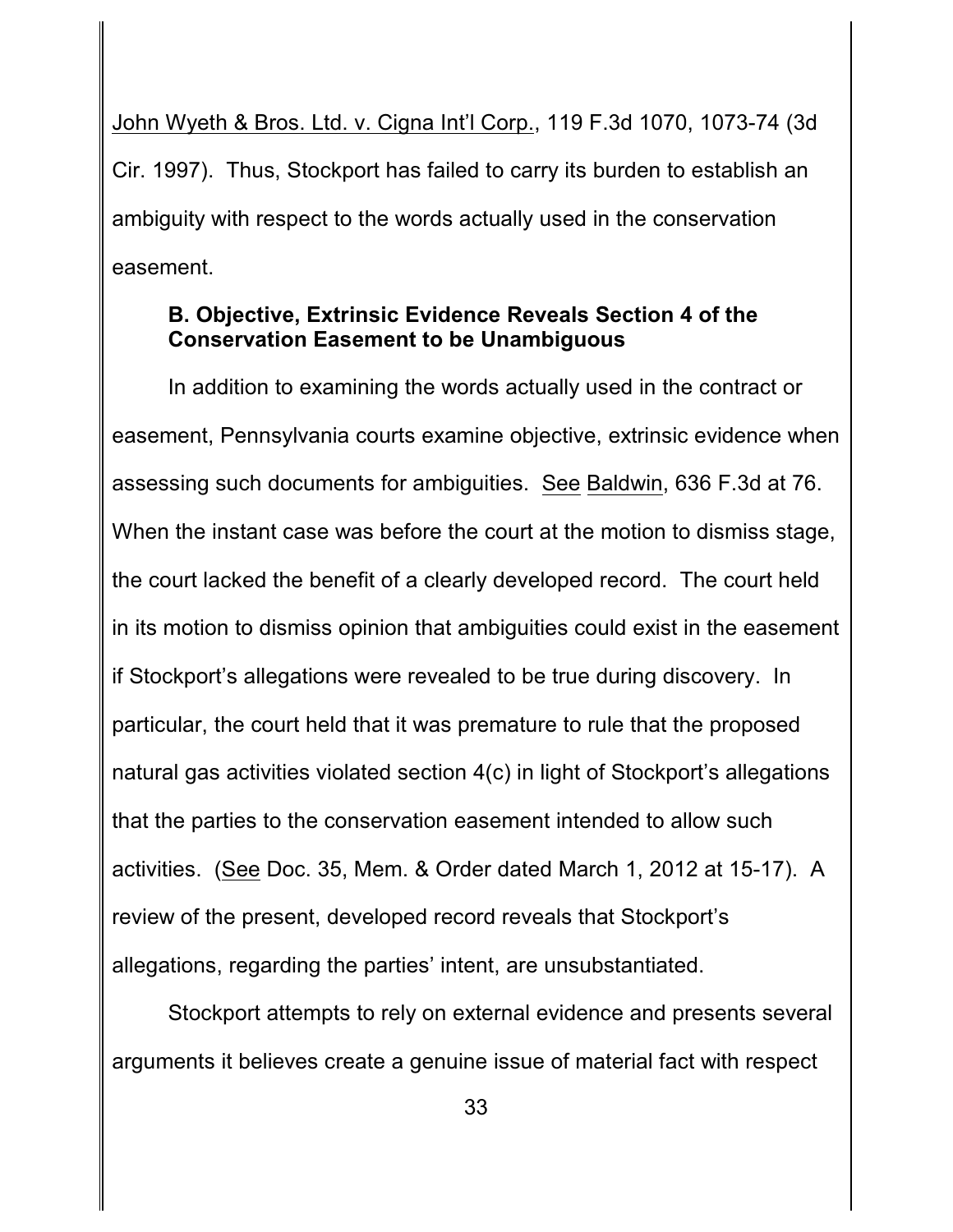John Wyeth & Bros. Ltd. v. Cigna Int'l Corp., 119 F.3d 1070, 1073-74 (3d Cir. 1997). Thus, Stockport has failed to carry its burden to establish an ambiguity with respect to the words actually used in the conservation easement.

### B. Objective, Extrinsic Evidence Reveals Section 4 of the Conservation Easement to be Unambiguous

In addition to examining the words actually used in the contract or easement, Pennsylvania courts examine objective, extrinsic evidence when assessing such documents for ambiguities. See Baldwin, 636 F.3d at 76. When the instant case was before the court at the motion to dismiss stage, the court lacked the benefit of a clearly developed record. The court held in its motion to dismiss opinion that ambiguities could exist in the easement if Stockport's allegations were revealed to be true during discovery. In particular, the court held that it was premature to rule that the proposed natural gas activities violated section 4(c) in light of Stockport's allegations that the parties to the conservation easement intended to allow such activities. (See Doc. 35, Mem. & Order dated March 1, 2012 at 15-17). A review of the present, developed record reveals that Stockport's allegations, regarding the parties' intent, are unsubstantiated.

Stockport attempts to rely on external evidence and presents several arguments it believes create a genuine issue of material fact with respect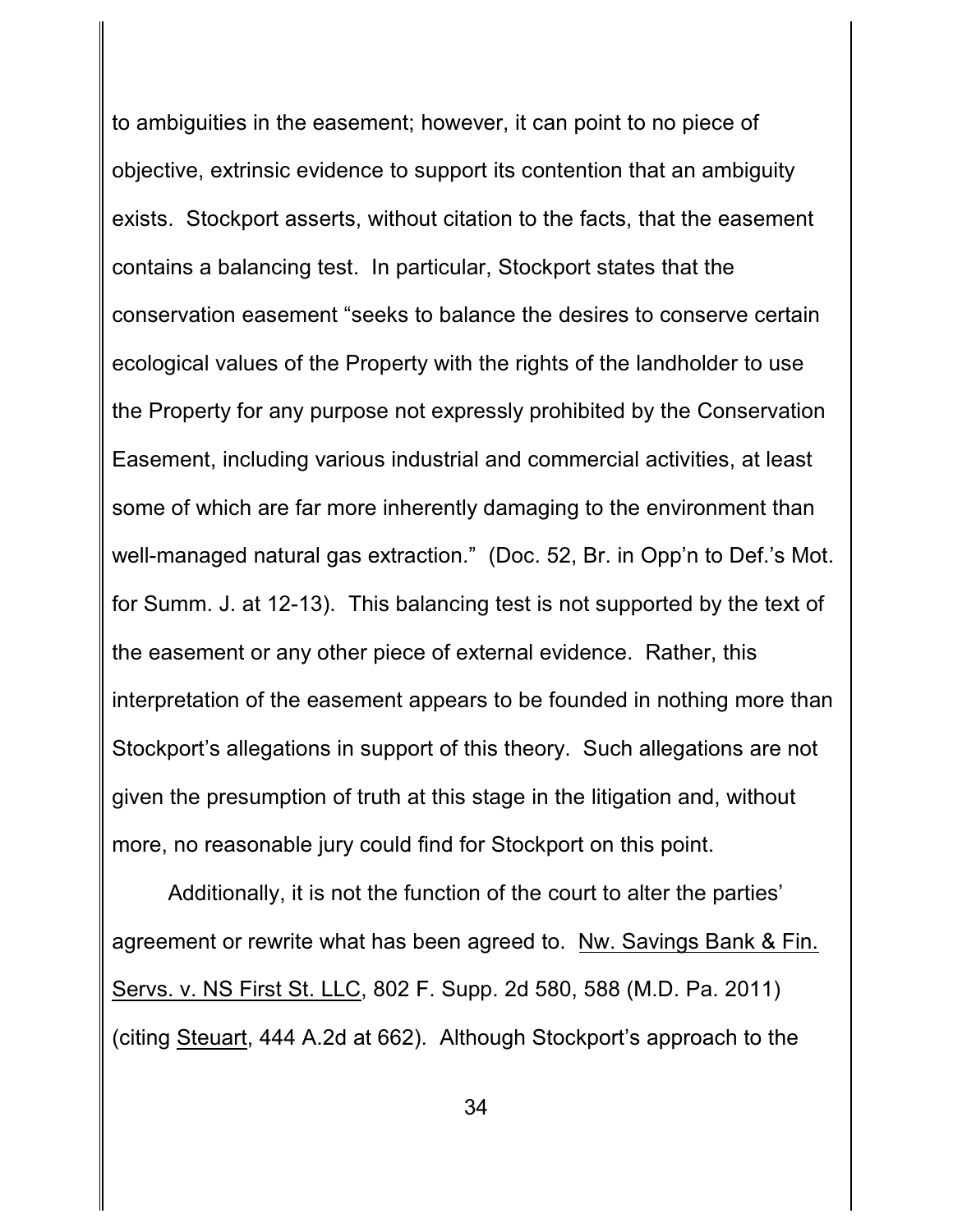to ambiguities in the easement; however, it can point to no piece of objective, extrinsic evidence to support its contention that an ambiguity exists. Stockport asserts, without citation to the facts, that the easement contains a balancing test. In particular, Stockport states that the conservation easement "seeks to balance the desires to conserve certain ecological values of the Property with the rights of the landholder to use the Property for any purpose not expressly prohibited by the Conservation Easement, including various industrial and commercial activities, at least some of which are far more inherently damaging to the environment than well-managed natural gas extraction." (Doc. 52, Br. in Opp'n to Def.'s Mot. for Summ. J. at 12-13). This balancing test is not supported by the text of the easement or any other piece of external evidence. Rather, this interpretation of the easement appears to be founded in nothing more than Stockport's allegations in support of this theory. Such allegations are not given the presumption of truth at this stage in the litigation and, without more, no reasonable jury could find for Stockport on this point.

Additionally, it is not the function of the court to alter the parties' agreement or rewrite what has been agreed to. Nw. Savings Bank & Fin. Servs. v. NS First St. LLC, 802 F. Supp. 2d 580, 588 (M.D. Pa. 2011) (citing Steuart, 444 A.2d at 662). Although Stockport's approach to the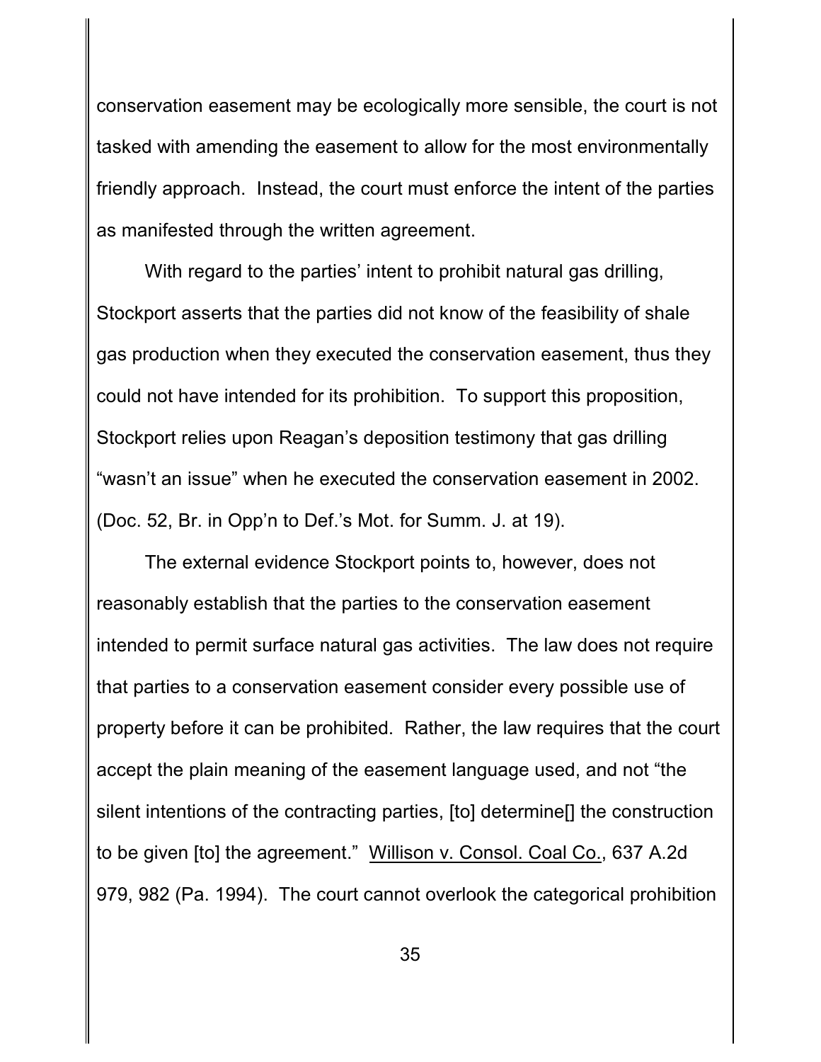conservation easement may be ecologically more sensible, the court is not tasked with amending the easement to allow for the most environmentally friendly approach. Instead, the court must enforce the intent of the parties as manifested through the written agreement.

With regard to the parties' intent to prohibit natural gas drilling, Stockport asserts that the parties did not know of the feasibility of shale gas production when they executed the conservation easement, thus they could not have intended for its prohibition. To support this proposition, Stockport relies upon Reagan's deposition testimony that gas drilling "wasn't an issue" when he executed the conservation easement in 2002. (Doc. 52, Br. in Opp'n to Def.'s Mot. for Summ. J. at 19).

The external evidence Stockport points to, however, does not reasonably establish that the parties to the conservation easement intended to permit surface natural gas activities. The law does not require that parties to a conservation easement consider every possible use of property before it can be prohibited. Rather, the law requires that the court accept the plain meaning of the easement language used, and not "the silent intentions of the contracting parties, [to] determine[] the construction to be given [to] the agreement." Willison v. Consol. Coal Co., 637 A.2d 979, 982 (Pa. 1994). The court cannot overlook the categorical prohibition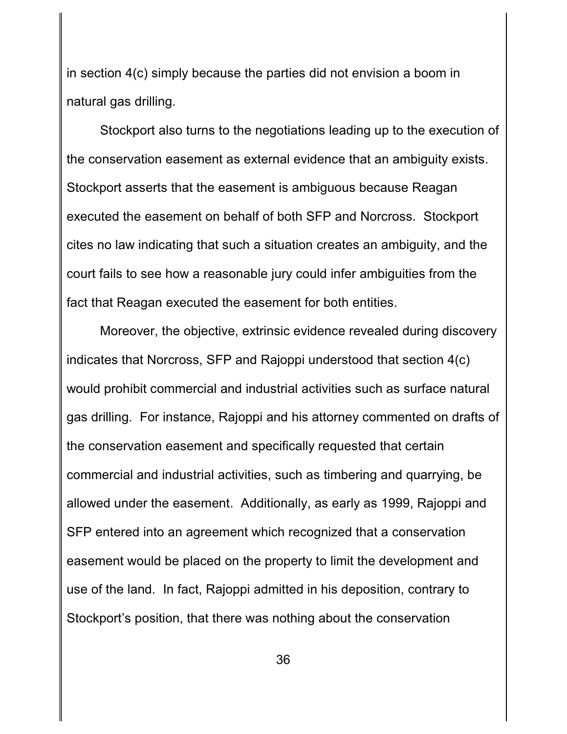in section 4(c) simply because the parties did not envision a boom in natural gas drilling.

Stockport also turns to the negotiations leading up to the execution of the conservation easement as external evidence that an ambiguity exists. Stockport asserts that the easement is ambiguous because Reagan executed the easement on behalf of both SFP and Norcross. Stockport cites no law indicating that such a situation creates an ambiguity, and the court fails to see how a reasonable jury could infer ambiguities from the fact that Reagan executed the easement for both entities.

Moreover, the objective, extrinsic evidence revealed during discovery indicates that Norcross, SFP and Rajoppi understood that section 4(c) would prohibit commercial and industrial activities such as surface natural gas drilling. For instance, Rajoppi and his attorney commented on drafts of the conservation easement and specifically requested that certain commercial and industrial activities, such as timbering and quarrying, be allowed under the easement. Additionally, as early as 1999, Rajoppi and SFP entered into an agreement which recognized that a conservation easement would be placed on the property to limit the development and use of the land. In fact, Rajoppi admitted in his deposition, contrary to Stockport's position, that there was nothing about the conservation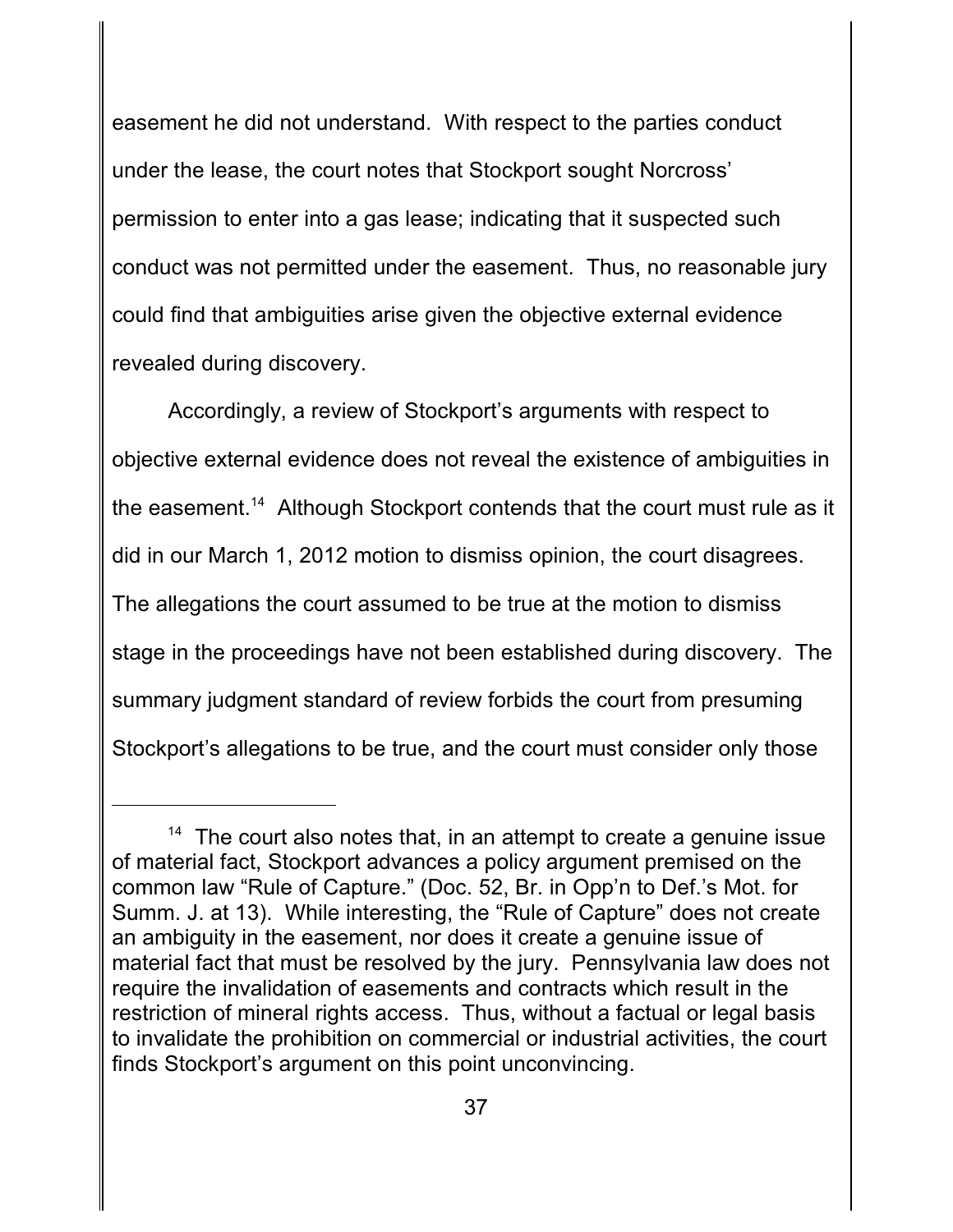easement he did not understand. With respect to the parties conduct under the lease, the court notes that Stockport sought Norcross' permission to enter into a gas lease; indicating that it suspected such conduct was not permitted under the easement. Thus, no reasonable jury could find that ambiguities arise given the objective external evidence revealed during discovery.

Accordingly, a review of Stockport's arguments with respect to objective external evidence does not reveal the existence of ambiguities in the easement.[14] Although Stockport contends that the court must rule as it did in our March 1, 2012 motion to dismiss opinion, the court disagrees. The allegations the court assumed to be true at the motion to dismiss stage in the proceedings have not been established during discovery. The summary judgment standard of review forbids the court from presuming Stockport's allegations to be true, and the court must consider only those

---

[14] The court also notes that, in an attempt to create a genuine issue of material fact, Stockport advances a policy argument premised on the common law "Rule of Capture." (Doc. 52, Br. in Opp'n to Def.'s Mot. for Summ. J. at 13). While interesting, the "Rule of Capture" does not create an ambiguity in the easement, nor does it create a genuine issue of material fact that must be resolved by the jury. Pennsylvania law does not require the invalidation of easements and contracts which result in the restriction of mineral rights access. Thus, without a factual or legal basis to invalidate the prohibition on commercial or industrial activities, the court finds Stockport's argument on this point unconvincing.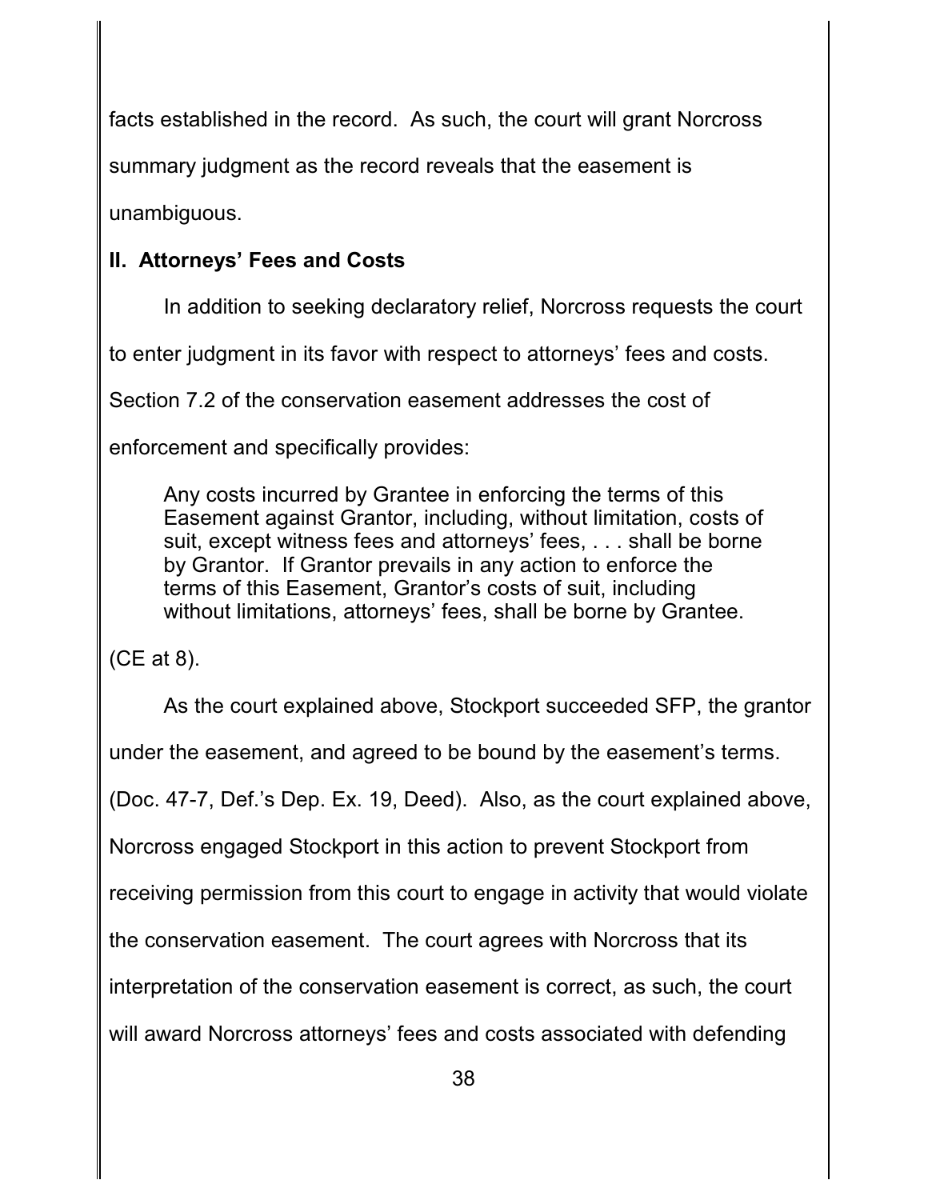facts established in the record. As such, the court will grant Norcross summary judgment as the record reveals that the easement is unambiguous.

## II. Attorneys' Fees and Costs

In addition to seeking declaratory relief, Norcross requests the court to enter judgment in its favor with respect to attorneys' fees and costs. Section 7.2 of the conservation easement addresses the cost of enforcement and specifically provides:

> Any costs incurred by Grantee in enforcing the terms of this Easement against Grantor, including, without limitation, costs of suit, except witness fees and attorneys' fees, . . . shall be borne by Grantor. If Grantor prevails in any action to enforce the terms of this Easement, Grantor's costs of suit, including without limitations, attorneys' fees, shall be borne by Grantee.

(CE at 8).

As the court explained above, Stockport succeeded SFP, the grantor under the easement, and agreed to be bound by the easement's terms. (Doc. 47-7, Def.'s Dep. Ex. 19, Deed). Also, as the court explained above, Norcross engaged Stockport in this action to prevent Stockport from receiving permission from this court to engage in activity that would violate the conservation easement. The court agrees with Norcross that its interpretation of the conservation easement is correct, as such, the court will award Norcross attorneys' fees and costs associated with defending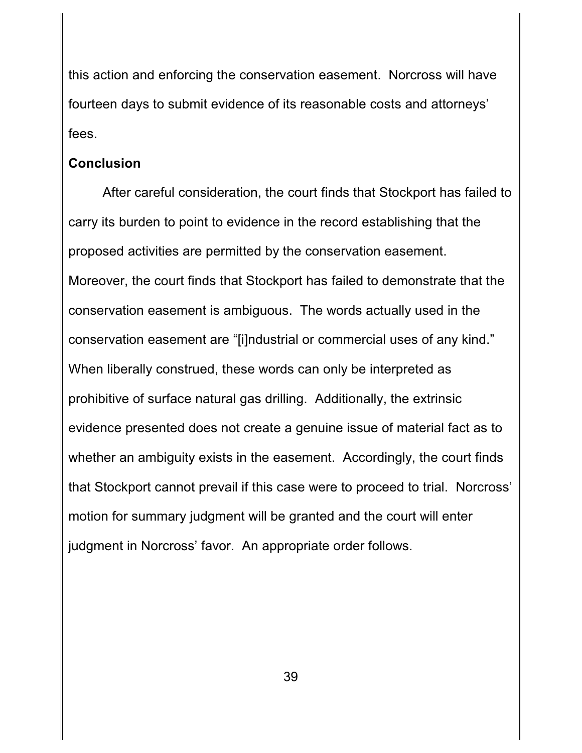this action and enforcing the conservation easement. Norcross will have fourteen days to submit evidence of its reasonable costs and attorneys' fees.

**Conclusion**

After careful consideration, the court finds that Stockport has failed to carry its burden to point to evidence in the record establishing that the proposed activities are permitted by the conservation easement. Moreover, the court finds that Stockport has failed to demonstrate that the conservation easement is ambiguous. The words actually used in the conservation easement are "[i]ndustrial or commercial uses of any kind." When liberally construed, these words can only be interpreted as prohibitive of surface natural gas drilling. Additionally, the extrinsic evidence presented does not create a genuine issue of material fact as to whether an ambiguity exists in the easement. Accordingly, the court finds that Stockport cannot prevail if this case were to proceed to trial. Norcross' motion for summary judgment will be granted and the court will enter judgment in Norcross' favor. An appropriate order follows.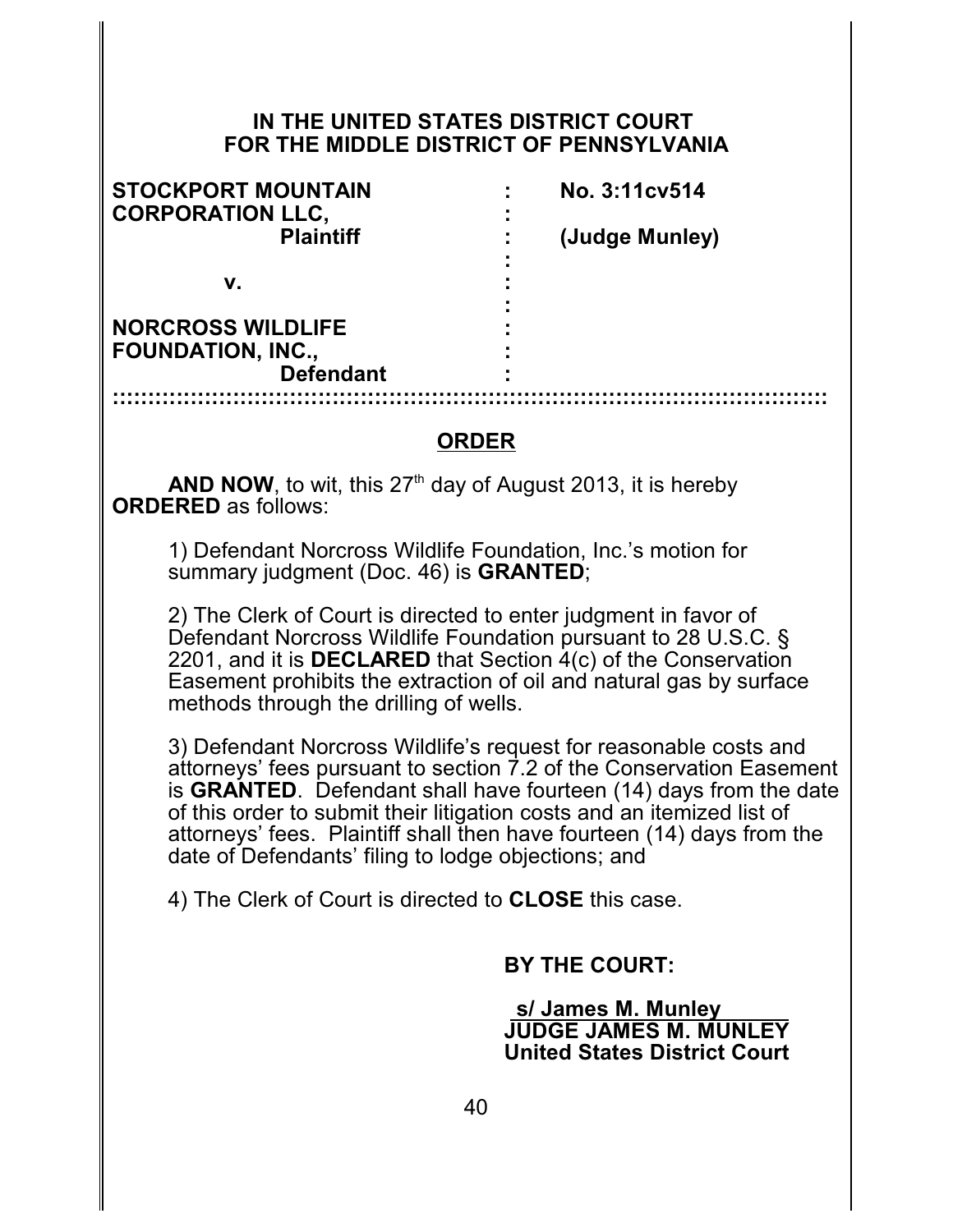**IN THE UNITED STATES DISTRICT COURT**
**FOR THE MIDDLE DISTRICT OF PENNSYLVANIA**

| | | |
|---|---|---|
| **STOCKPORT MOUNTAIN CORPORATION LLC,** | : | **No. 3:11cv514** |
| **Plaintiff** | : | **(Judge Munley)** |
| **v.** | : | |
| **NORCROSS WILDLIFE FOUNDATION, INC.,** | : | |
| **Defendant** | : | |

## ORDER

**AND NOW**, to wit, this 27th day of August 2013, it is hereby **ORDERED** as follows:

1) Defendant Norcross Wildlife Foundation, Inc.'s motion for summary judgment (Doc. 46) is **GRANTED**;

2) The Clerk of Court is directed to enter judgment in favor of Defendant Norcross Wildlife Foundation pursuant to 28 U.S.C. § 2201, and it is **DECLARED** that Section 4(c) of the Conservation Easement prohibits the extraction of oil and natural gas by surface methods through the drilling of wells.

3) Defendant Norcross Wildlife's request for reasonable costs and attorneys' fees pursuant to section 7.2 of the Conservation Easement is **GRANTED**. Defendant shall have fourteen (14) days from the date of this order to submit their litigation costs and an itemized list of attorneys' fees. Plaintiff shall then have fourteen (14) days from the date of Defendants' filing to lodge objections; and

4) The Clerk of Court is directed to **CLOSE** this case.

**BY THE COURT:**

**s/ James M. Munley**
**JUDGE JAMES M. MUNLEY**
**United States District Court**